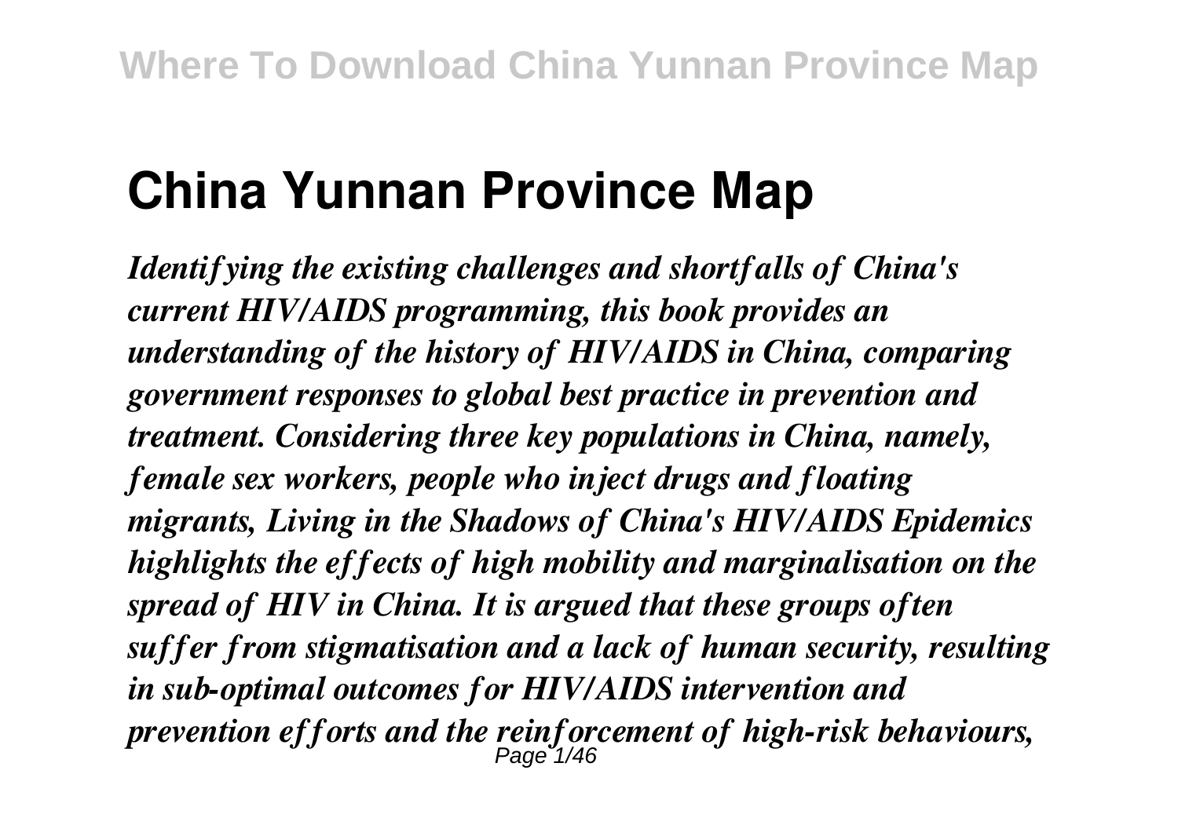# China Yunnan Province Map

*Identifying the existing challenges and shortfalls of China's current HIV/AIDS programming, this book provides an understanding of the history of HIV/AIDS in China, comparing government responses to global best practice in prevention and treatment. Considering three key populations in China, namely, female sex workers, people who inject drugs and floating migrants, Living in the Shadows of China's HIV/AIDS Epidemics highlights the effects of high mobility and marginalisation on the spread of HIV in China. It is argued that these groups often suffer from stigmatisation and a lack of human security, resulting in sub-optimal outcomes for HIV/AIDS intervention and prevention efforts and the reinforcement of high-risk behaviours,*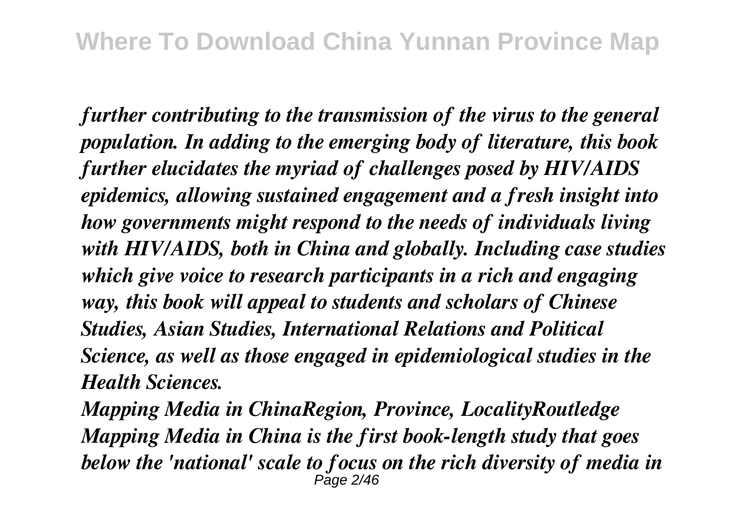*further contributing to the transmission of the virus to the general population. In adding to the emerging body of literature, this book further elucidates the myriad of challenges posed by HIV/AIDS epidemics, allowing sustained engagement and a fresh insight into how governments might respond to the needs of individuals living with HIV/AIDS, both in China and globally. Including case studies which give voice to research participants in a rich and engaging way, this book will appeal to students and scholars of Chinese Studies, Asian Studies, International Relations and Political Science, as well as those engaged in epidemiological studies in the Health Sciences.*

***Mapping Media in ChinaRegion, Province, LocalityRoutledge***

***Mapping Media in China is the first book-length study that goes below the 'national' scale to focus on the rich diversity of media in***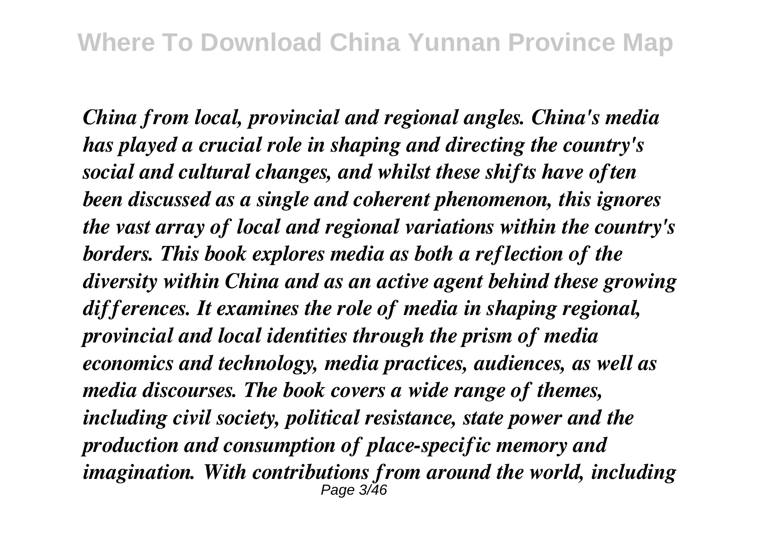*China from local, provincial and regional angles. China's media has played a crucial role in shaping and directing the country's social and cultural changes, and whilst these shifts have often been discussed as a single and coherent phenomenon, this ignores the vast array of local and regional variations within the country's borders. This book explores media as both a reflection of the diversity within China and as an active agent behind these growing differences. It examines the role of media in shaping regional, provincial and local identities through the prism of media economics and technology, media practices, audiences, as well as media discourses. The book covers a wide range of themes, including civil society, political resistance, state power and the production and consumption of place-specific memory and imagination. With contributions from around the world, including*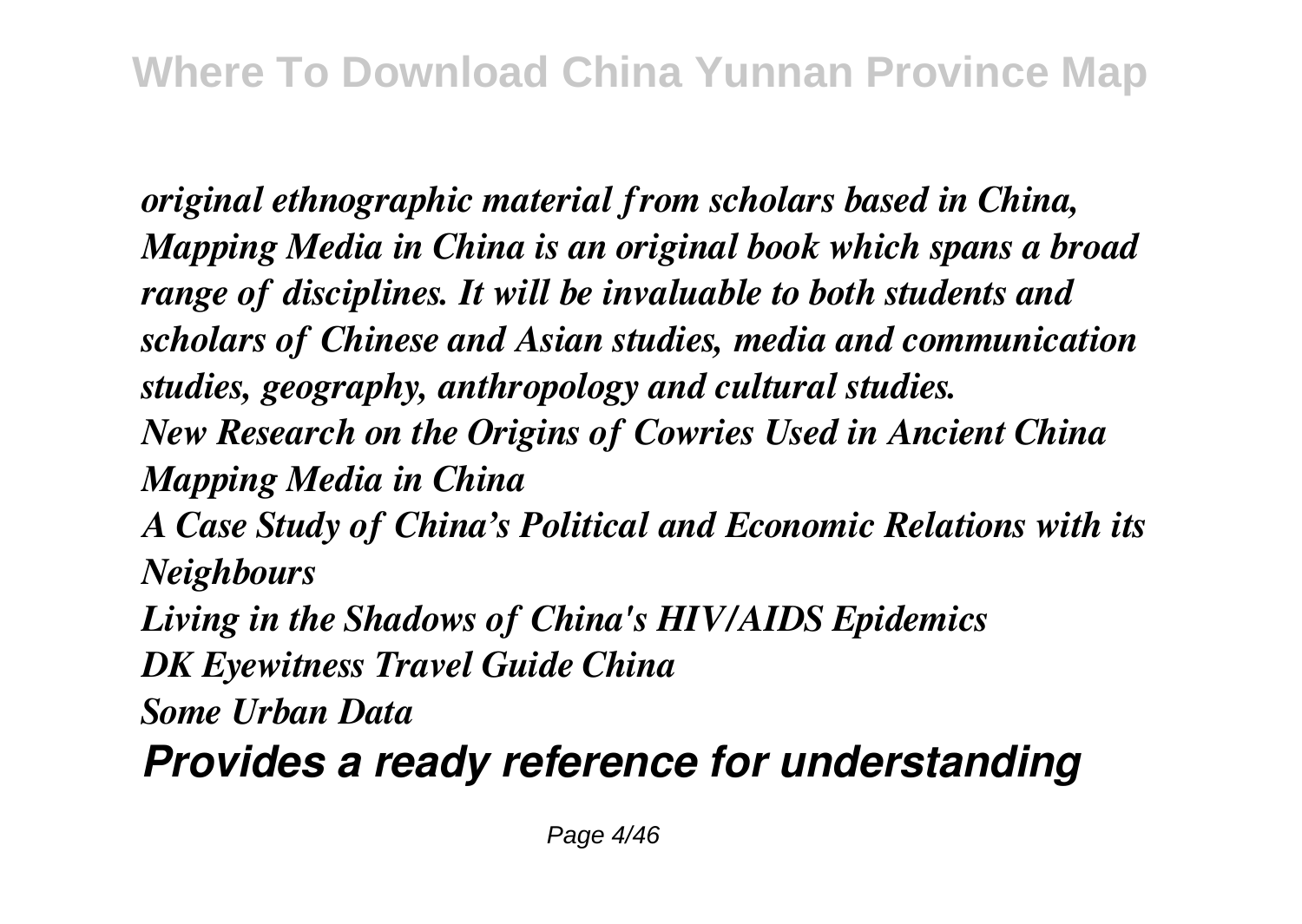*original ethnographic material from scholars based in China, Mapping Media in China is an original book which spans a broad range of disciplines. It will be invaluable to both students and scholars of Chinese and Asian studies, media and communication studies, geography, anthropology and cultural studies.*

*New Research on the Origins of Cowries Used in Ancient China*

*Mapping Media in China*

*A Case Study of China's Political and Economic Relations with its Neighbours*

*Living in the Shadows of China's HIV/AIDS Epidemics*

*DK Eyewitness Travel Guide China*

*Some Urban Data*

***Provides a ready reference for understanding***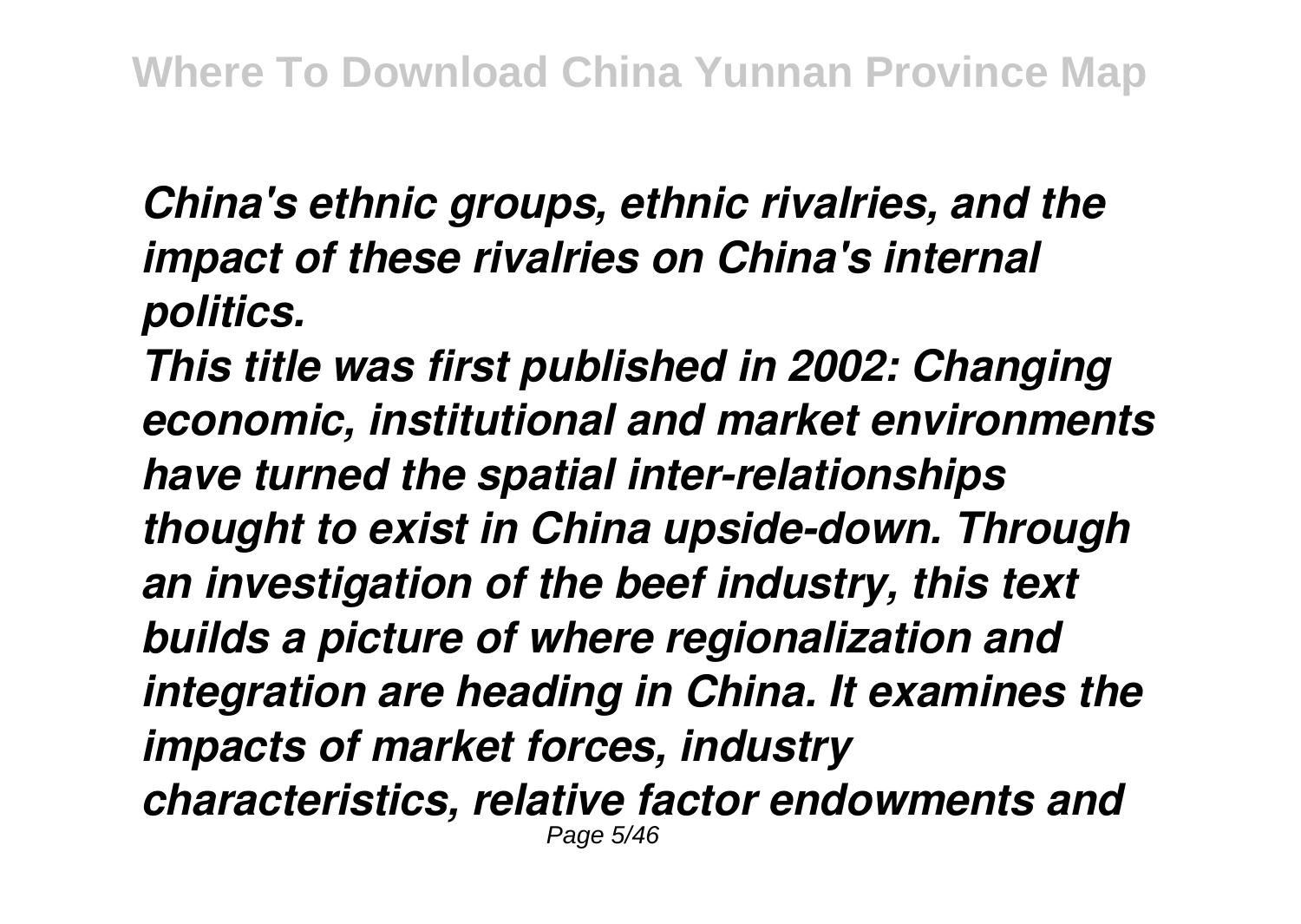*China's ethnic groups, ethnic rivalries, and the impact of these rivalries on China's internal politics.*

*This title was first published in 2002: Changing economic, institutional and market environments have turned the spatial inter-relationships thought to exist in China upside-down. Through an investigation of the beef industry, this text builds a picture of where regionalization and integration are heading in China. It examines the impacts of market forces, industry characteristics, relative factor endowments and*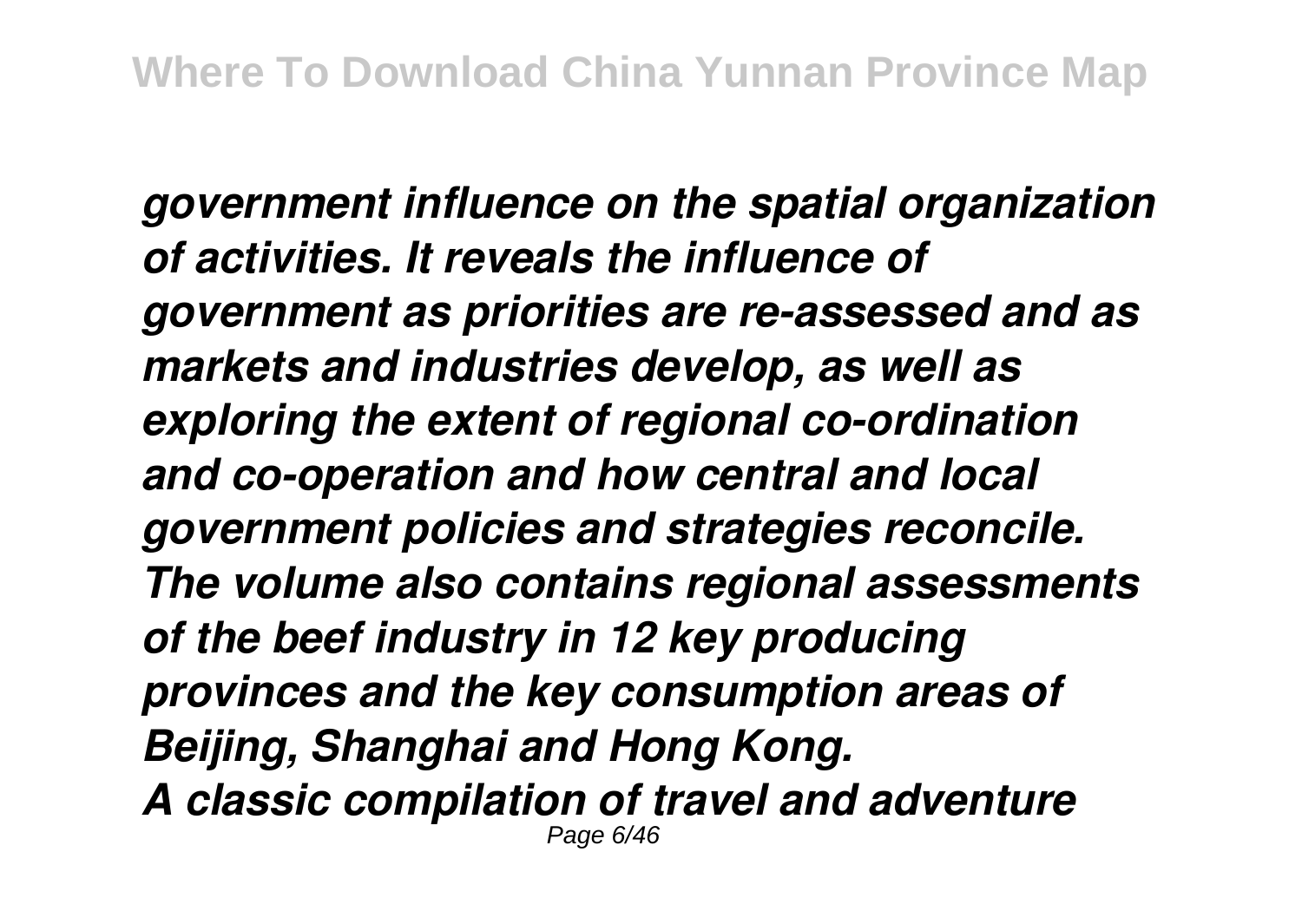*government influence on the spatial organization of activities. It reveals the influence of government as priorities are re-assessed and as markets and industries develop, as well as exploring the extent of regional co-ordination and co-operation and how central and local government policies and strategies reconcile. The volume also contains regional assessments of the beef industry in 12 key producing provinces and the key consumption areas of Beijing, Shanghai and Hong Kong.*

*A classic compilation of travel and adventure*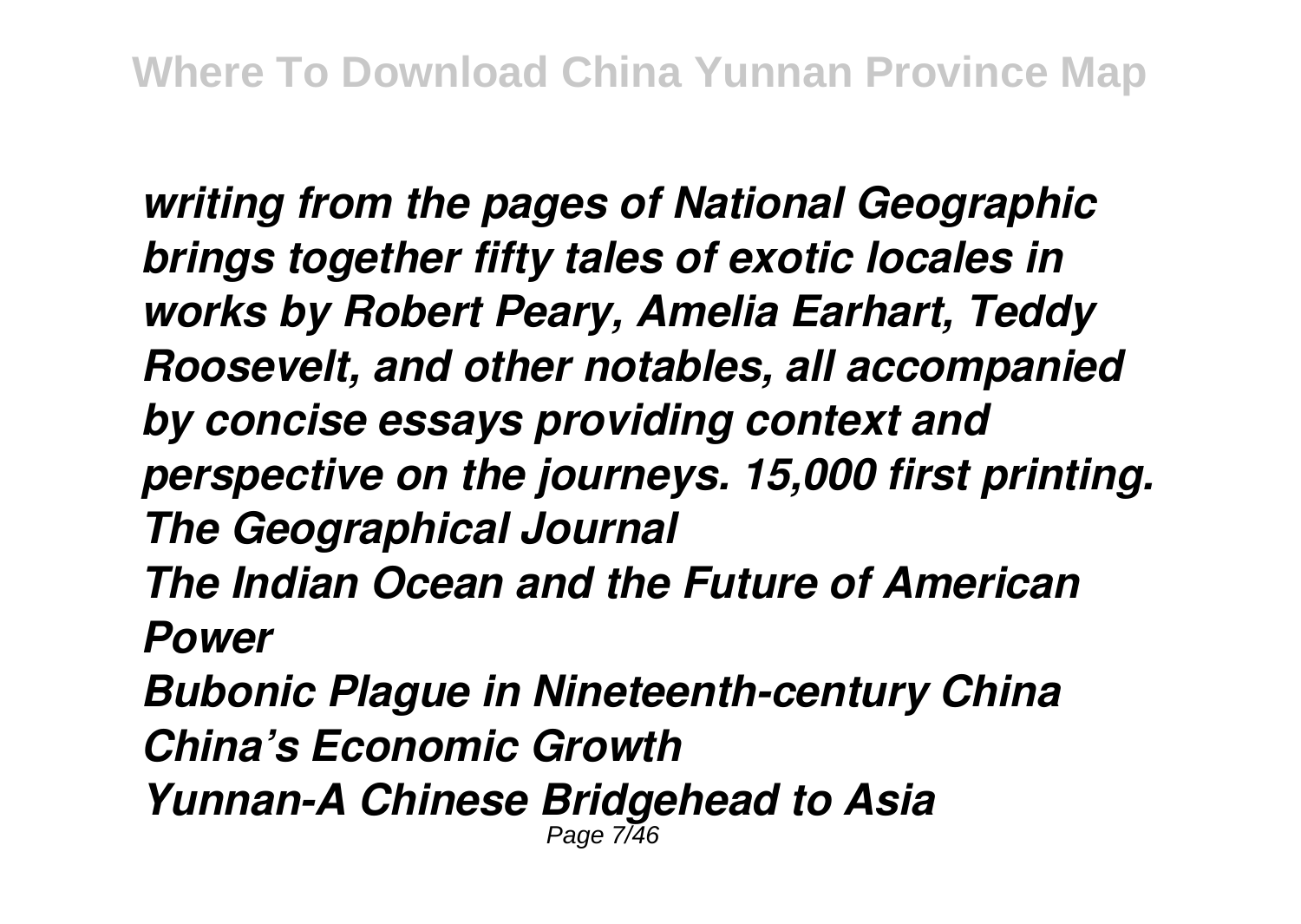*writing from the pages of National Geographic brings together fifty tales of exotic locales in works by Robert Peary, Amelia Earhart, Teddy Roosevelt, and other notables, all accompanied by concise essays providing context and perspective on the journeys. 15,000 first printing.*

*The Geographical Journal*

*The Indian Ocean and the Future of American Power*

*Bubonic Plague in Nineteenth-century China*

*China's Economic Growth*

*Yunnan-A Chinese Bridgehead to Asia*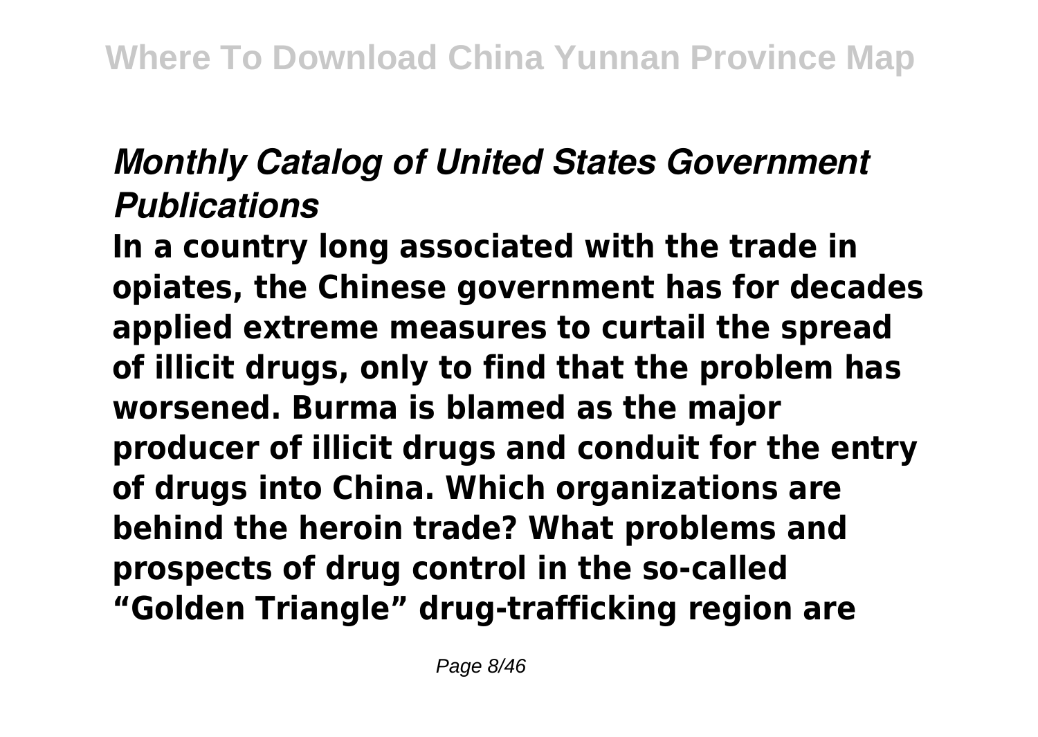## *Monthly Catalog of United States Government Publications*

**In a country long associated with the trade in opiates, the Chinese government has for decades applied extreme measures to curtail the spread of illicit drugs, only to find that the problem has worsened. Burma is blamed as the major producer of illicit drugs and conduit for the entry of drugs into China. Which organizations are behind the heroin trade? What problems and prospects of drug control in the so-called "Golden Triangle" drug-trafficking region are**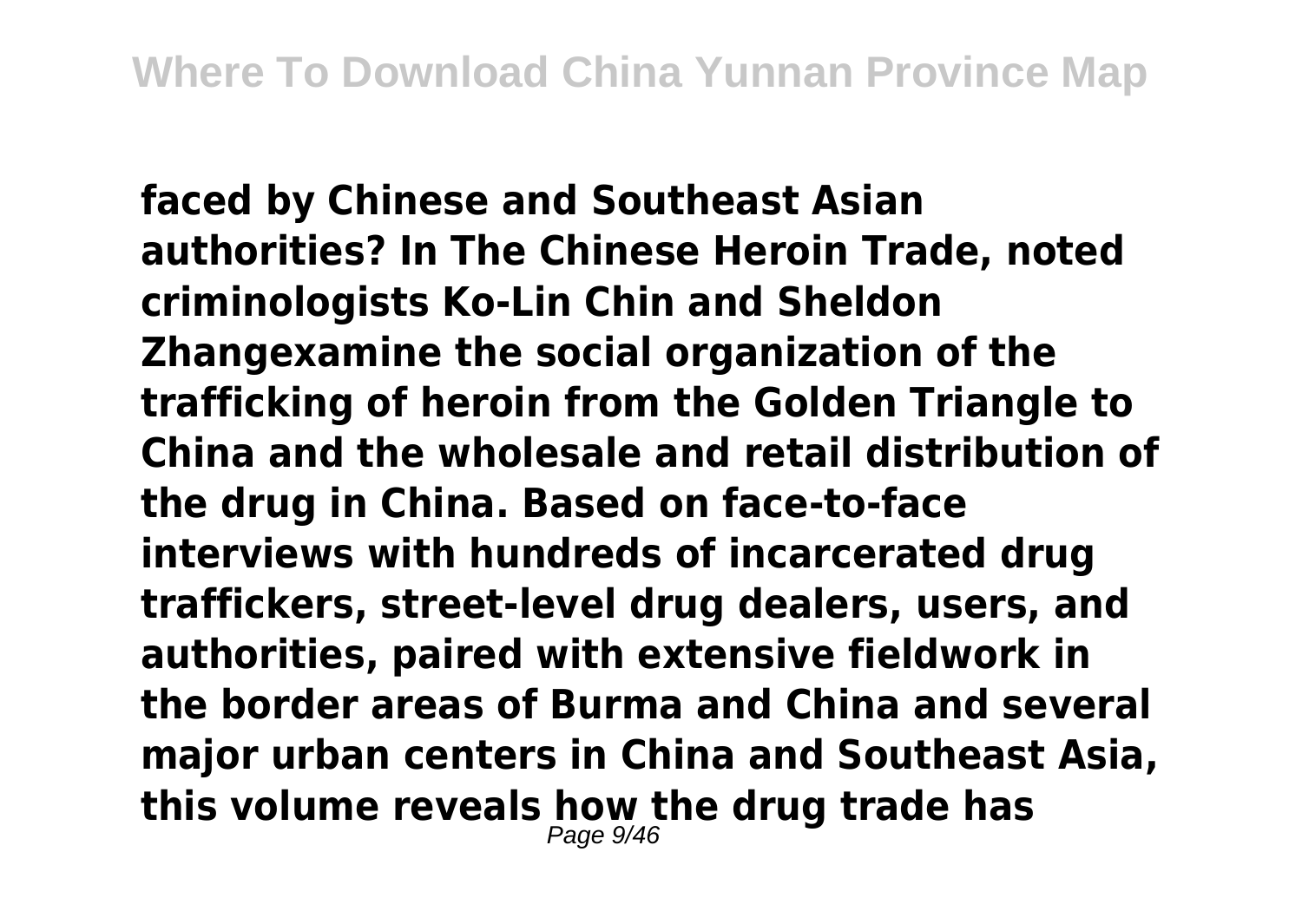**faced by Chinese and Southeast Asian authorities? In The Chinese Heroin Trade, noted criminologists Ko-Lin Chin and Sheldon Zhangexamine the social organization of the trafficking of heroin from the Golden Triangle to China and the wholesale and retail distribution of the drug in China. Based on face-to-face interviews with hundreds of incarcerated drug traffickers, street-level drug dealers, users, and authorities, paired with extensive fieldwork in the border areas of Burma and China and several major urban centers in China and Southeast Asia, this volume reveals how the drug trade has**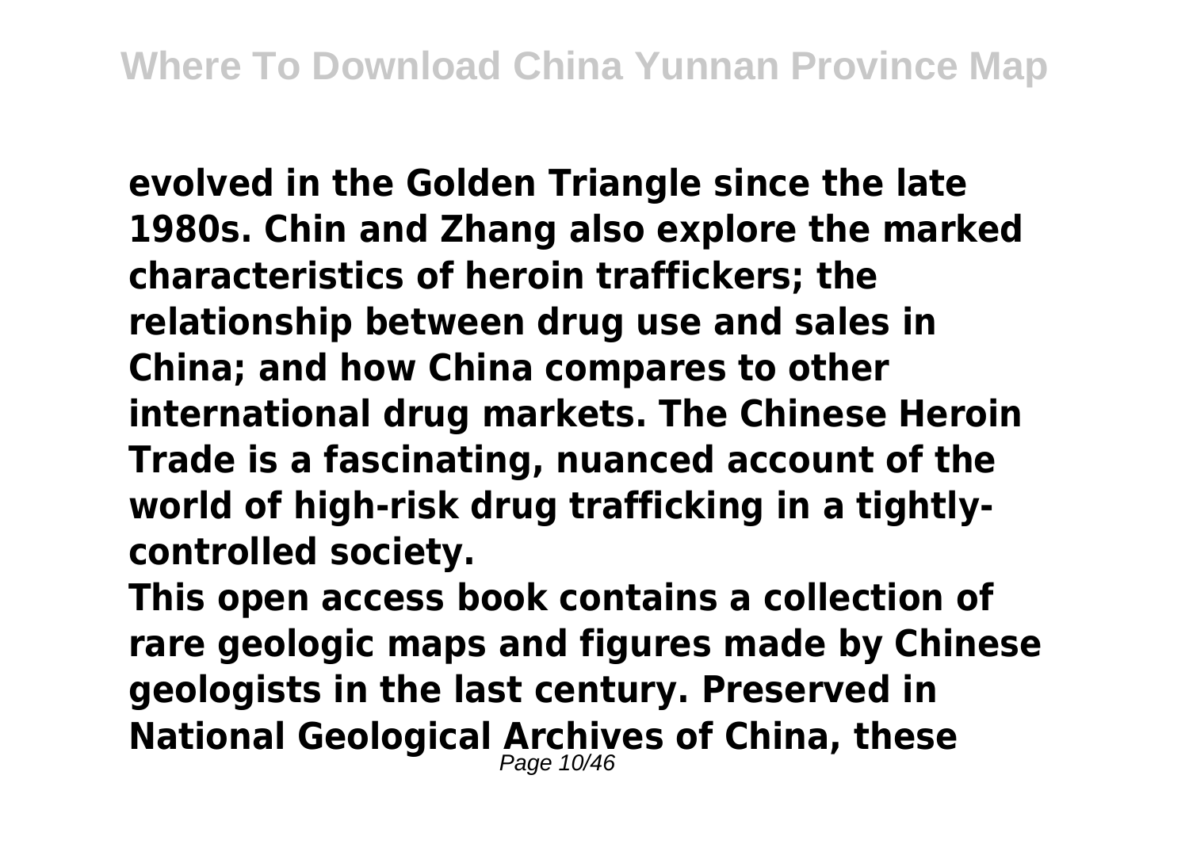**evolved in the Golden Triangle since the late 1980s. Chin and Zhang also explore the marked characteristics of heroin traffickers; the relationship between drug use and sales in China; and how China compares to other international drug markets. The Chinese Heroin Trade is a fascinating, nuanced account of the world of high-risk drug trafficking in a tightly-controlled society.**

**This open access book contains a collection of rare geologic maps and figures made by Chinese geologists in the last century. Preserved in National Geological Archives of China, these**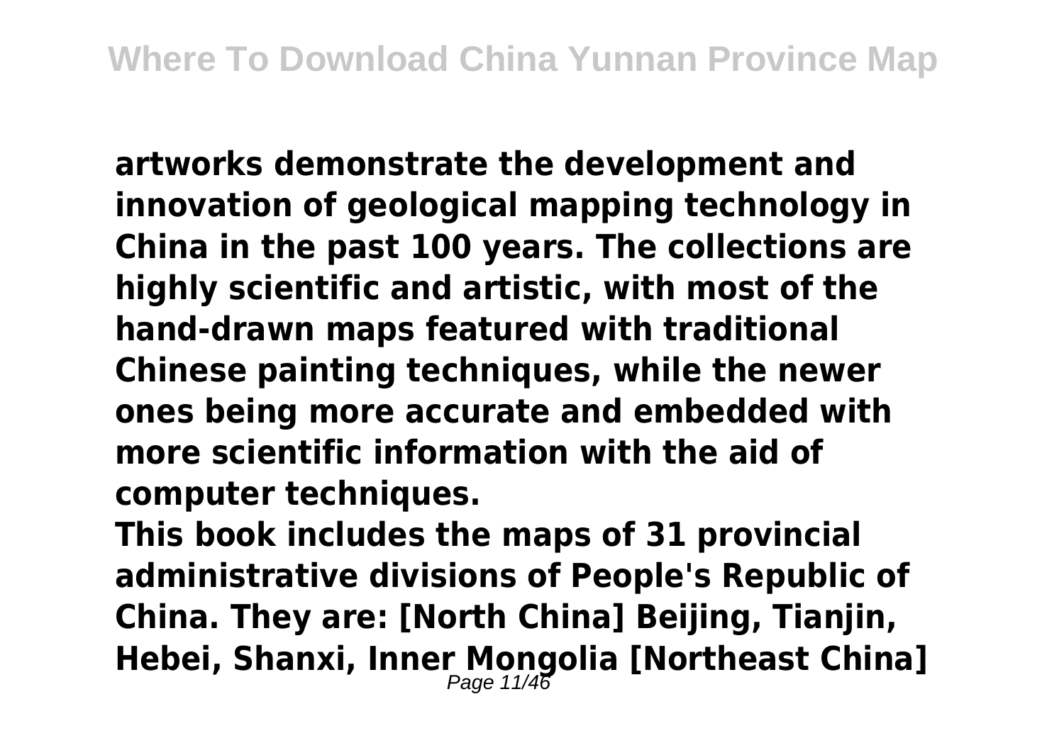**artworks demonstrate the development and innovation of geological mapping technology in China in the past 100 years. The collections are highly scientific and artistic, with most of the hand-drawn maps featured with traditional Chinese painting techniques, while the newer ones being more accurate and embedded with more scientific information with the aid of computer techniques.**

**This book includes the maps of 31 provincial administrative divisions of People's Republic of China. They are: [North China] Beijing, Tianjin, Hebei, Shanxi, Inner Mongolia [Northeast China]**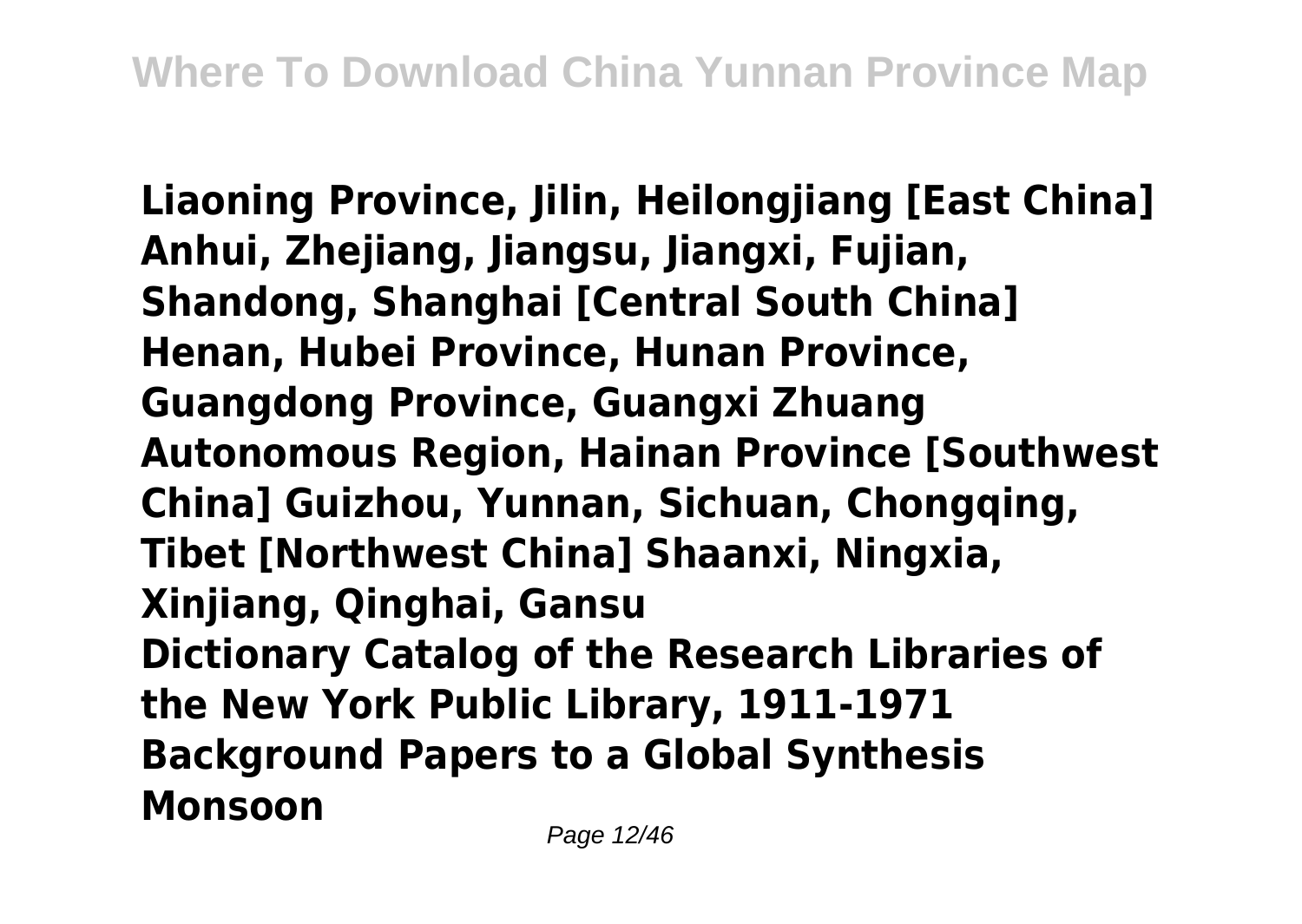**Liaoning Province, Jilin, Heilongjiang [East China] Anhui, Zhejiang, Jiangsu, Jiangxi, Fujian, Shandong, Shanghai [Central South China] Henan, Hubei Province, Hunan Province, Guangdong Province, Guangxi Zhuang Autonomous Region, Hainan Province [Southwest China] Guizhou, Yunnan, Sichuan, Chongqing, Tibet [Northwest China] Shaanxi, Ningxia, Xinjiang, Qinghai, Gansu**

**Dictionary Catalog of the Research Libraries of the New York Public Library, 1911-1971**

**Background Papers to a Global Synthesis**

**Monsoon**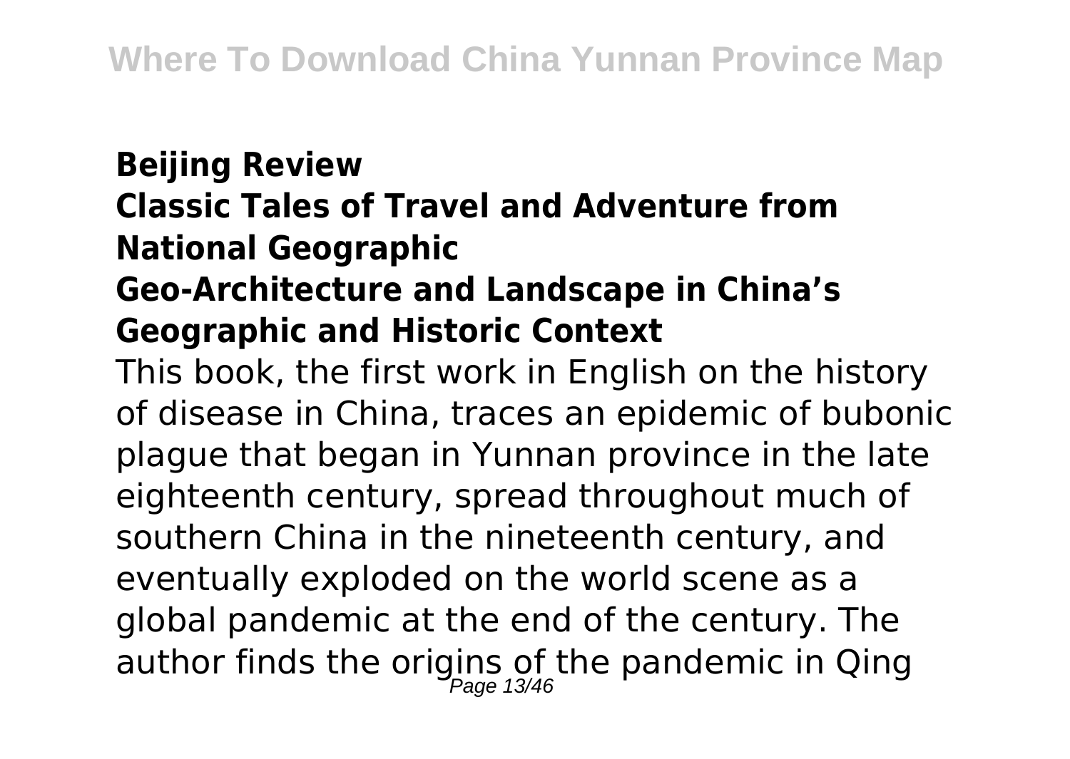**Beijing Review**
**Classic Tales of Travel and Adventure from National Geographic**
**Geo-Architecture and Landscape in China's Geographic and Historic Context**

This book, the first work in English on the history of disease in China, traces an epidemic of bubonic plague that began in Yunnan province in the late eighteenth century, spread throughout much of southern China in the nineteenth century, and eventually exploded on the world scene as a global pandemic at the end of the century. The author finds the origins of the pandemic in Qing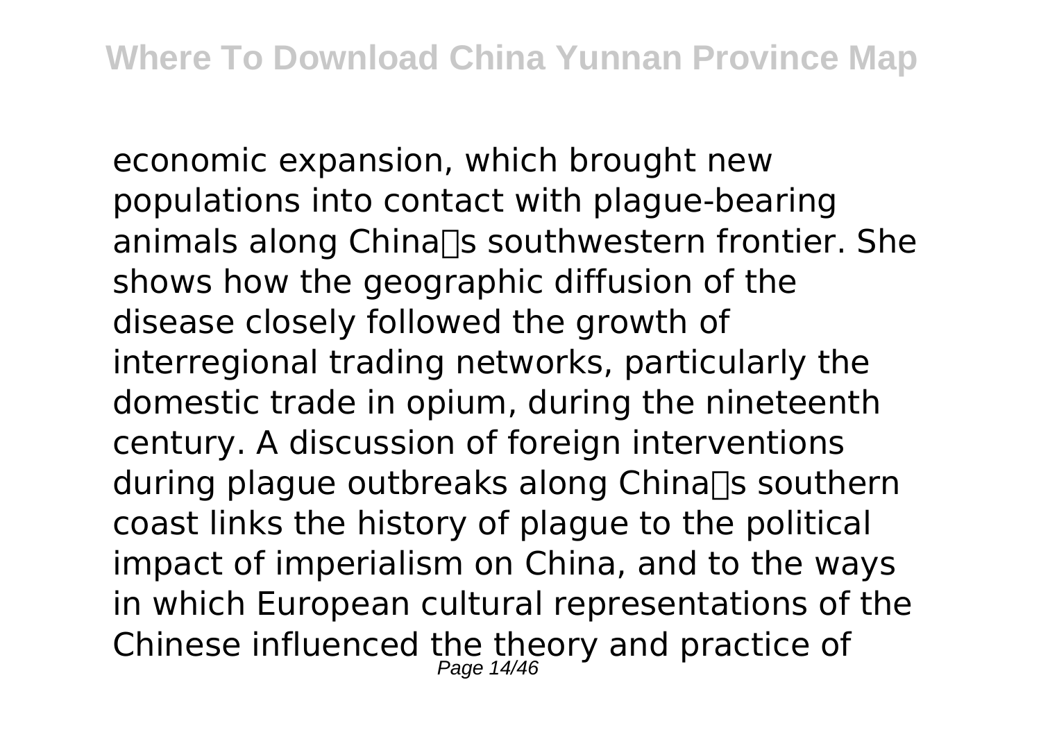economic expansion, which brought new populations into contact with plague-bearing animals along China�s southwestern frontier. She shows how the geographic diffusion of the disease closely followed the growth of interregional trading networks, particularly the domestic trade in opium, during the nineteenth century. A discussion of foreign interventions during plague outbreaks along China�s southern coast links the history of plague to the political impact of imperialism on China, and to the ways in which European cultural representations of the Chinese influenced the theory and practice of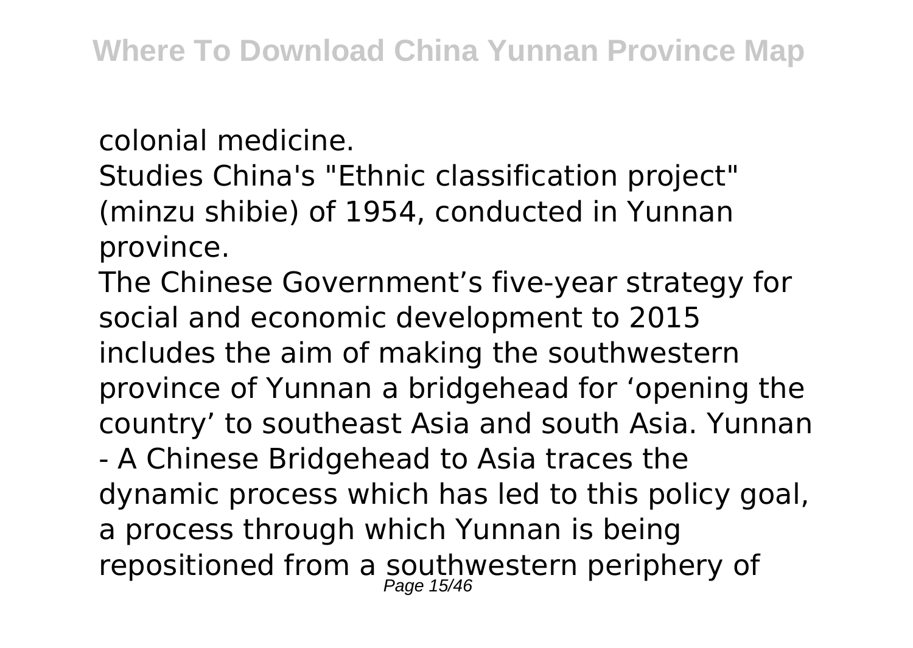colonial medicine.

Studies China's "Ethnic classification project" (minzu shibie) of 1954, conducted in Yunnan province.

The Chinese Government’s five-year strategy for social and economic development to 2015 includes the aim of making the southwestern province of Yunnan a bridgehead for ‘opening the country’ to southeast Asia and south Asia. Yunnan - A Chinese Bridgehead to Asia traces the dynamic process which has led to this policy goal, a process through which Yunnan is being repositioned from a southwestern periphery of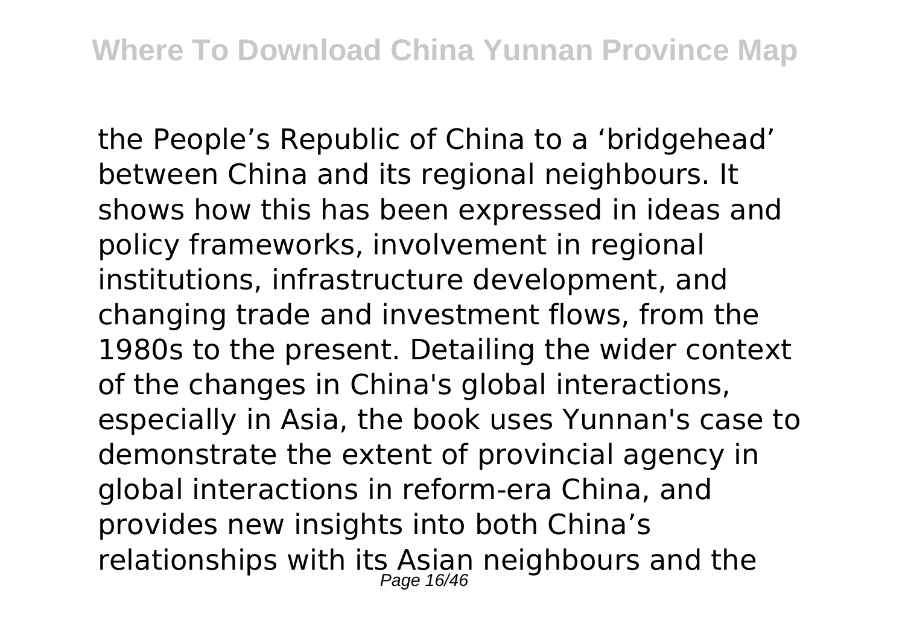the People’s Republic of China to a ‘bridgehead’ between China and its regional neighbours. It shows how this has been expressed in ideas and policy frameworks, involvement in regional institutions, infrastructure development, and changing trade and investment flows, from the 1980s to the present. Detailing the wider context of the changes in China's global interactions, especially in Asia, the book uses Yunnan's case to demonstrate the extent of provincial agency in global interactions in reform-era China, and provides new insights into both China’s relationships with its Asian neighbours and the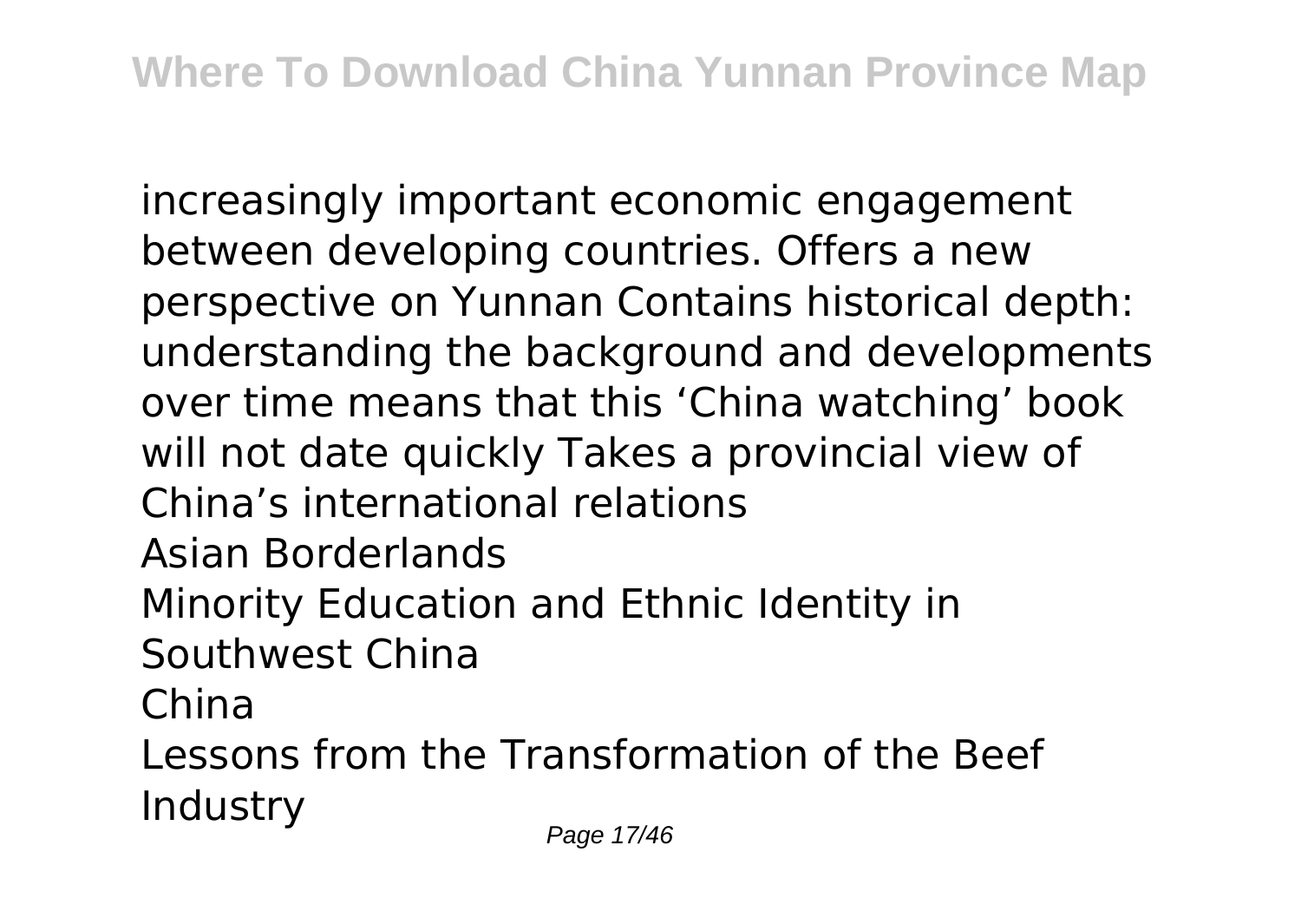increasingly important economic engagement between developing countries. Offers a new perspective on Yunnan Contains historical depth: understanding the background and developments over time means that this 'China watching' book will not date quickly Takes a provincial view of China's international relations

Asian Borderlands

Minority Education and Ethnic Identity in Southwest China

China

Lessons from the Transformation of the Beef Industry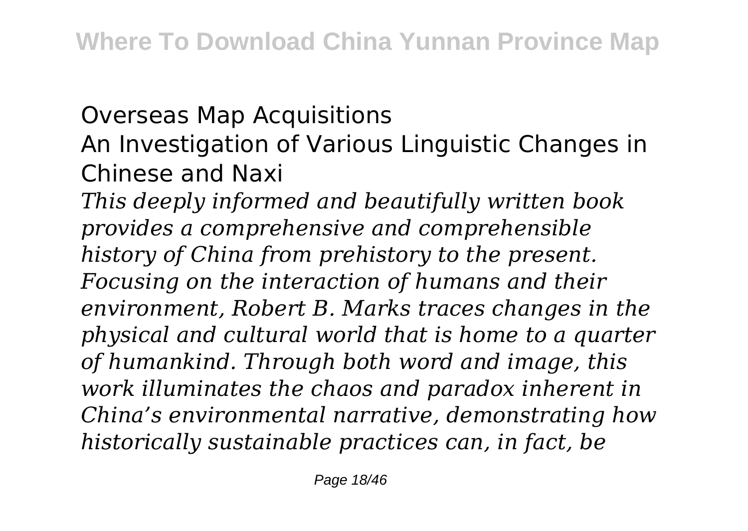Overseas Map Acquisitions
An Investigation of Various Linguistic Changes in Chinese and Naxi

*This deeply informed and beautifully written book provides a comprehensive and comprehensible history of China from prehistory to the present. Focusing on the interaction of humans and their environment, Robert B. Marks traces changes in the physical and cultural world that is home to a quarter of humankind. Through both word and image, this work illuminates the chaos and paradox inherent in China's environmental narrative, demonstrating how historically sustainable practices can, in fact, be*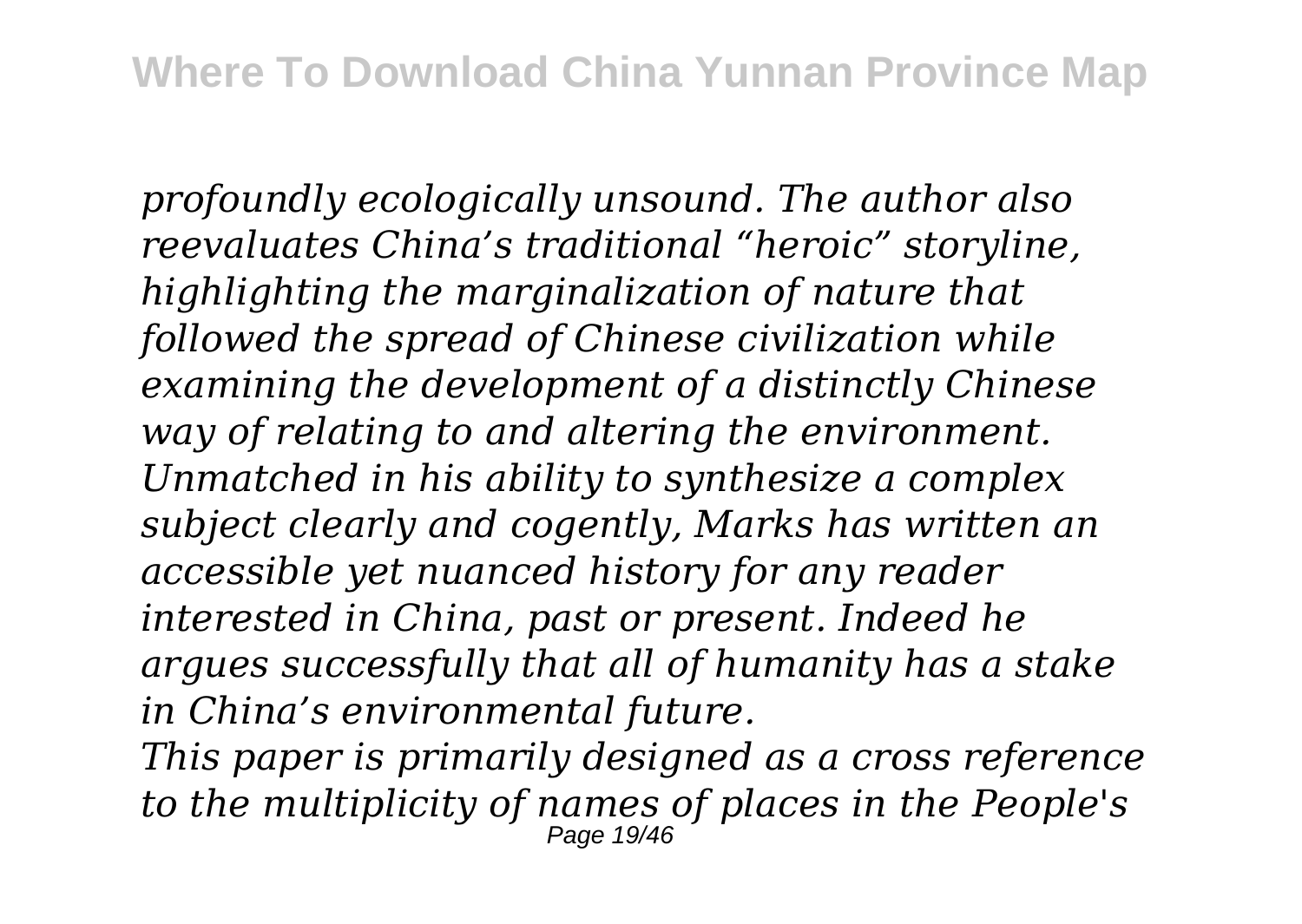*profoundly ecologically unsound. The author also reevaluates China's traditional "heroic" storyline, highlighting the marginalization of nature that followed the spread of Chinese civilization while examining the development of a distinctly Chinese way of relating to and altering the environment. Unmatched in his ability to synthesize a complex subject clearly and cogently, Marks has written an accessible yet nuanced history for any reader interested in China, past or present. Indeed he argues successfully that all of humanity has a stake in China's environmental future.*

*This paper is primarily designed as a cross reference to the multiplicity of names of places in the People's*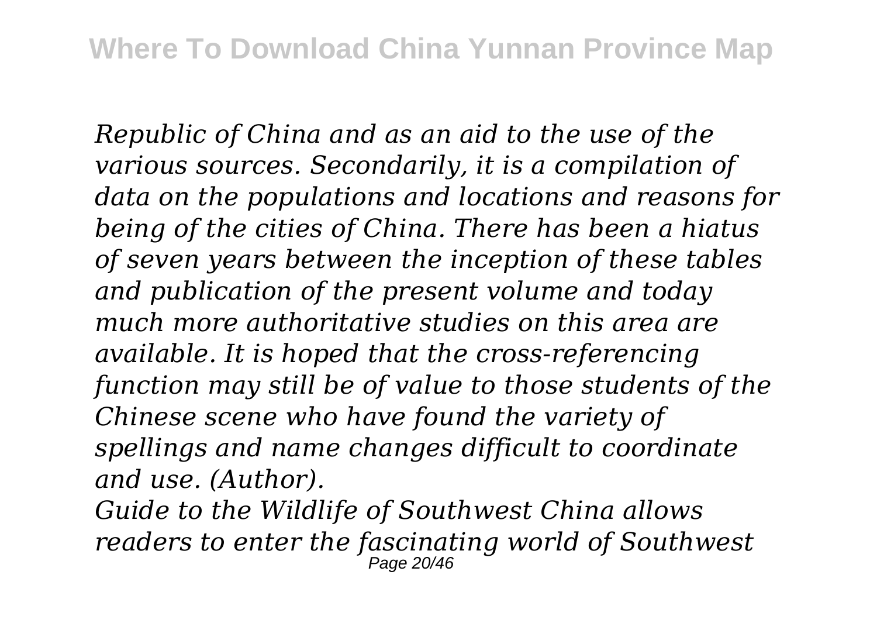*Republic of China and as an aid to the use of the various sources. Secondarily, it is a compilation of data on the populations and locations and reasons for being of the cities of China. There has been a hiatus of seven years between the inception of these tables and publication of the present volume and today much more authoritative studies on this area are available. It is hoped that the cross-referencing function may still be of value to those students of the Chinese scene who have found the variety of spellings and name changes difficult to coordinate and use. (Author).*

*Guide to the Wildlife of Southwest China allows readers to enter the fascinating world of Southwest*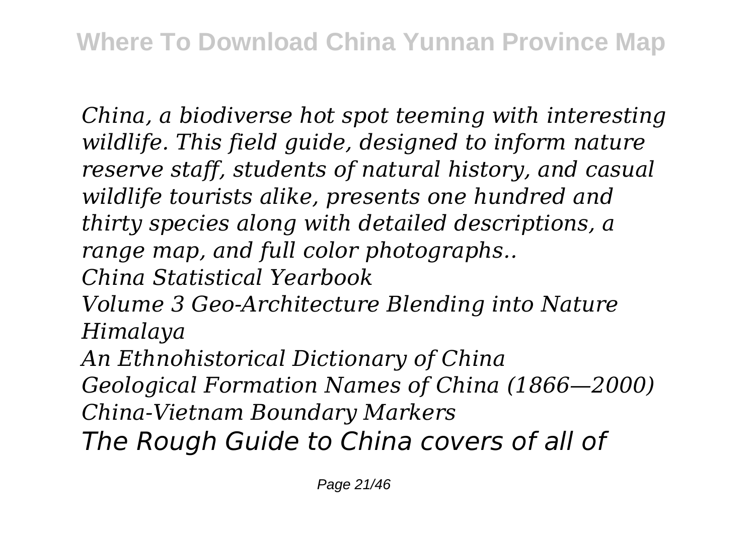*China, a biodiverse hot spot teeming with interesting wildlife. This field guide, designed to inform nature reserve staff, students of natural history, and casual wildlife tourists alike, presents one hundred and thirty species along with detailed descriptions, a range map, and full color photographs..*

*China Statistical Yearbook*

*Volume 3 Geo-Architecture Blending into Nature*

*Himalaya*

*An Ethnohistorical Dictionary of China*

*Geological Formation Names of China (1866—2000)*

*China-Vietnam Boundary Markers*

*The Rough Guide to China covers of all of*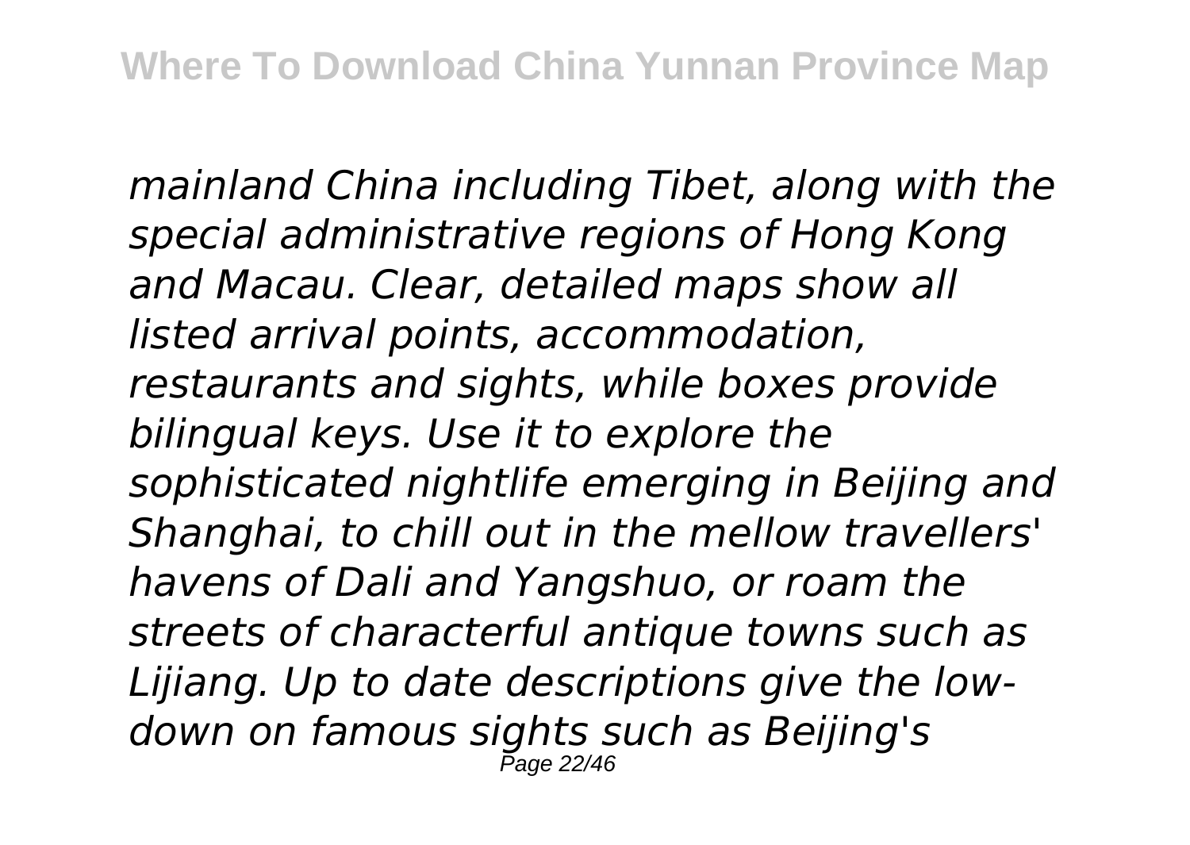*mainland China including Tibet, along with the special administrative regions of Hong Kong and Macau. Clear, detailed maps show all listed arrival points, accommodation, restaurants and sights, while boxes provide bilingual keys. Use it to explore the sophisticated nightlife emerging in Beijing and Shanghai, to chill out in the mellow travellers' havens of Dali and Yangshuo, or roam the streets of characterful antique towns such as Lijiang. Up to date descriptions give the low-down on famous sights such as Beijing's*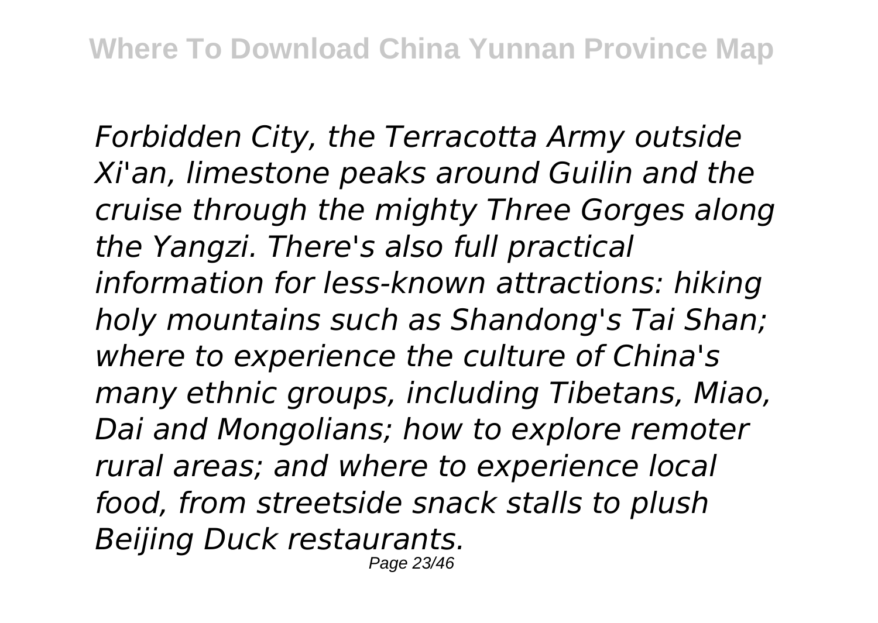*Forbidden City, the Terracotta Army outside Xi'an, limestone peaks around Guilin and the cruise through the mighty Three Gorges along the Yangzi. There's also full practical information for less-known attractions: hiking holy mountains such as Shandong's Tai Shan; where to experience the culture of China's many ethnic groups, including Tibetans, Miao, Dai and Mongolians; how to explore remoter rural areas; and where to experience local food, from streetside snack stalls to plush Beijing Duck restaurants.*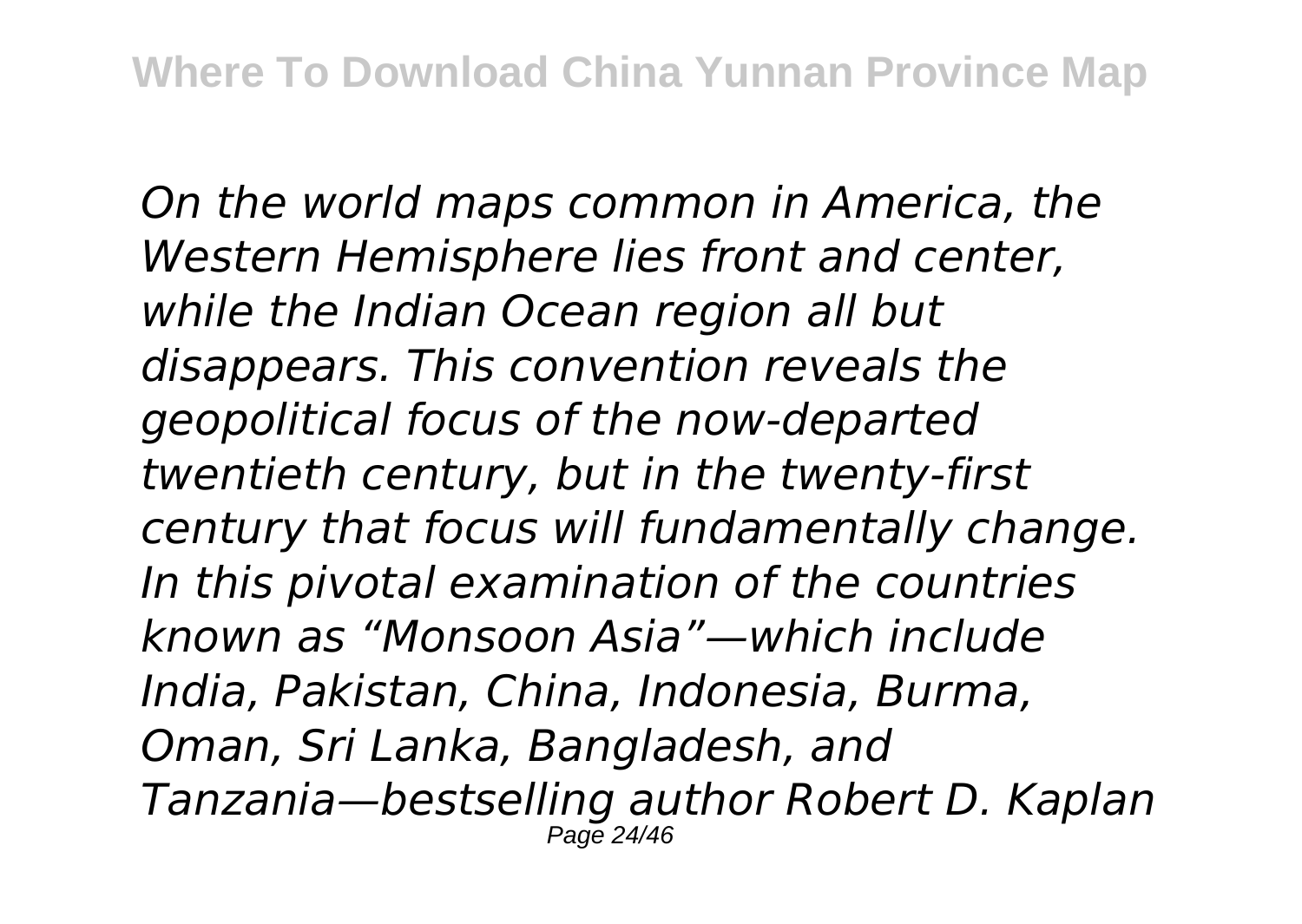*On the world maps common in America, the Western Hemisphere lies front and center, while the Indian Ocean region all but disappears. This convention reveals the geopolitical focus of the now-departed twentieth century, but in the twenty-first century that focus will fundamentally change. In this pivotal examination of the countries known as "Monsoon Asia"—which include India, Pakistan, China, Indonesia, Burma, Oman, Sri Lanka, Bangladesh, and Tanzania—bestselling author Robert D. Kaplan*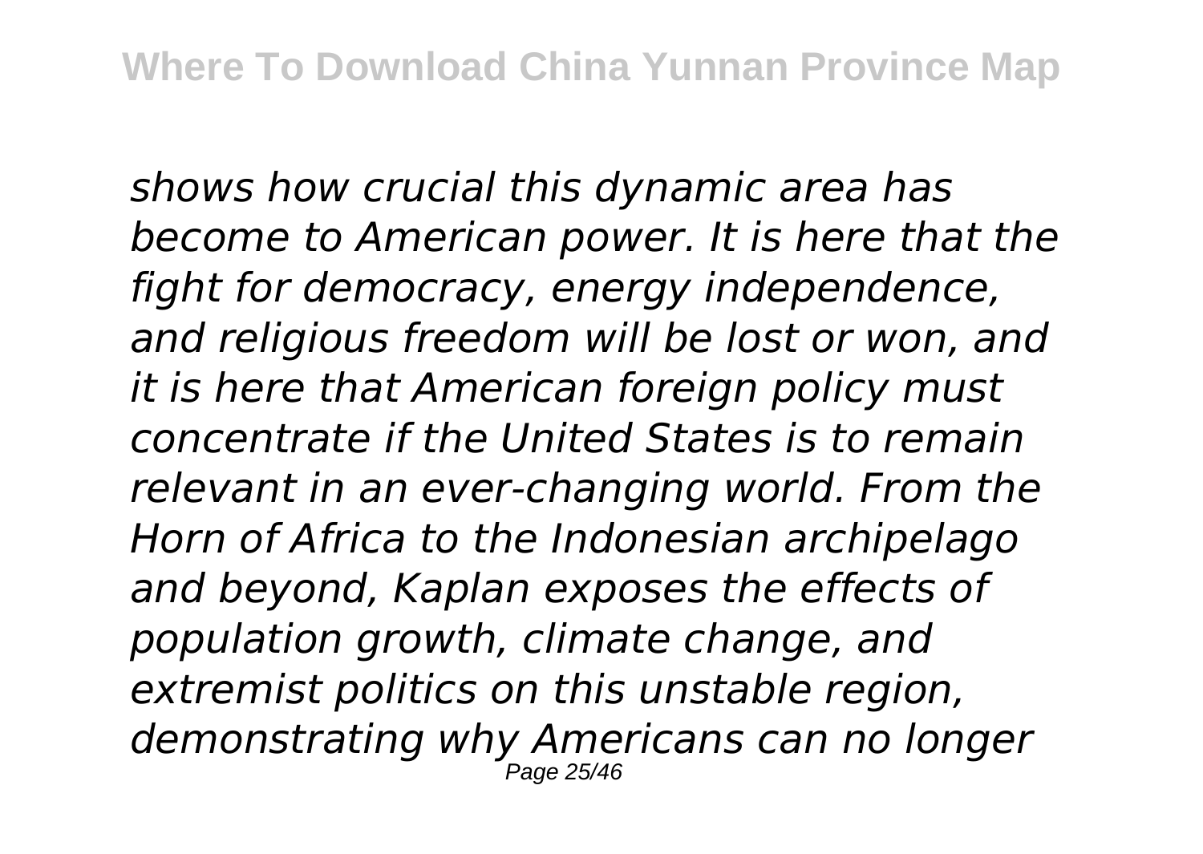*shows how crucial this dynamic area has become to American power. It is here that the fight for democracy, energy independence, and religious freedom will be lost or won, and it is here that American foreign policy must concentrate if the United States is to remain relevant in an ever-changing world. From the Horn of Africa to the Indonesian archipelago and beyond, Kaplan exposes the effects of population growth, climate change, and extremist politics on this unstable region, demonstrating why Americans can no longer*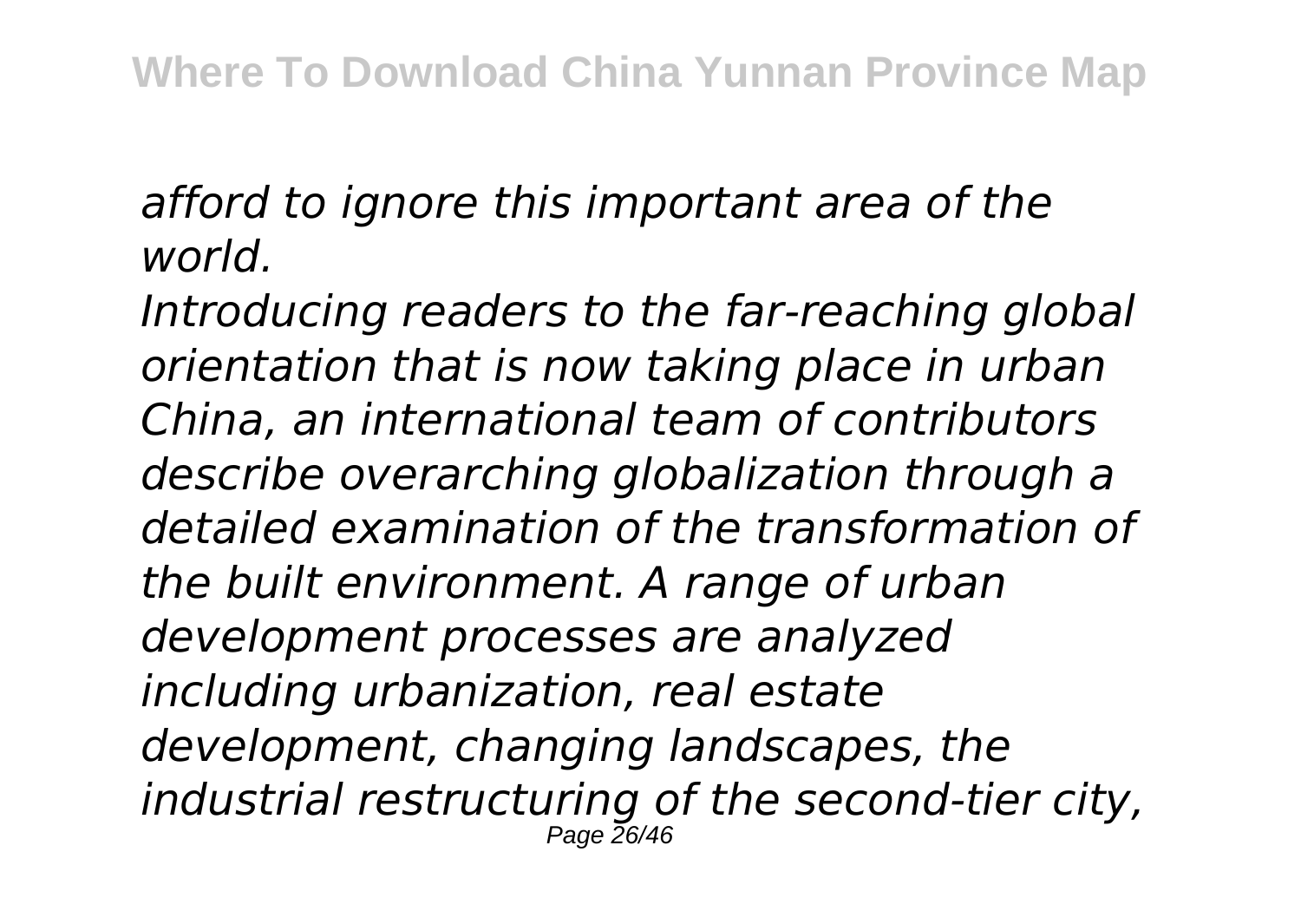*afford to ignore this important area of the world.*

*Introducing readers to the far-reaching global orientation that is now taking place in urban China, an international team of contributors describe overarching globalization through a detailed examination of the transformation of the built environment. A range of urban development processes are analyzed including urbanization, real estate development, changing landscapes, the industrial restructuring of the second-tier city,*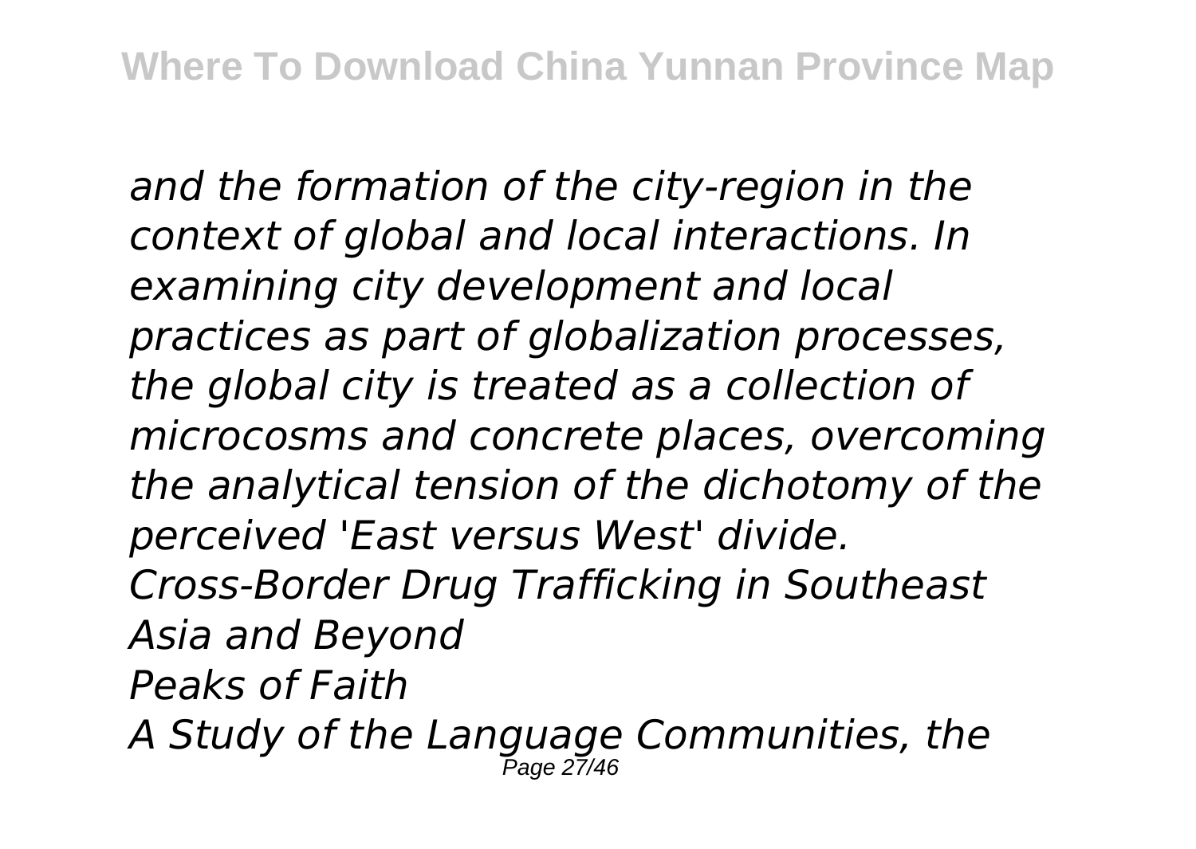*and the formation of the city-region in the context of global and local interactions. In examining city development and local practices as part of globalization processes, the global city is treated as a collection of microcosms and concrete places, overcoming the analytical tension of the dichotomy of the perceived 'East versus West' divide.*

*Cross-Border Drug Trafficking in Southeast Asia and Beyond*

*Peaks of Faith*

*A Study of the Language Communities, the*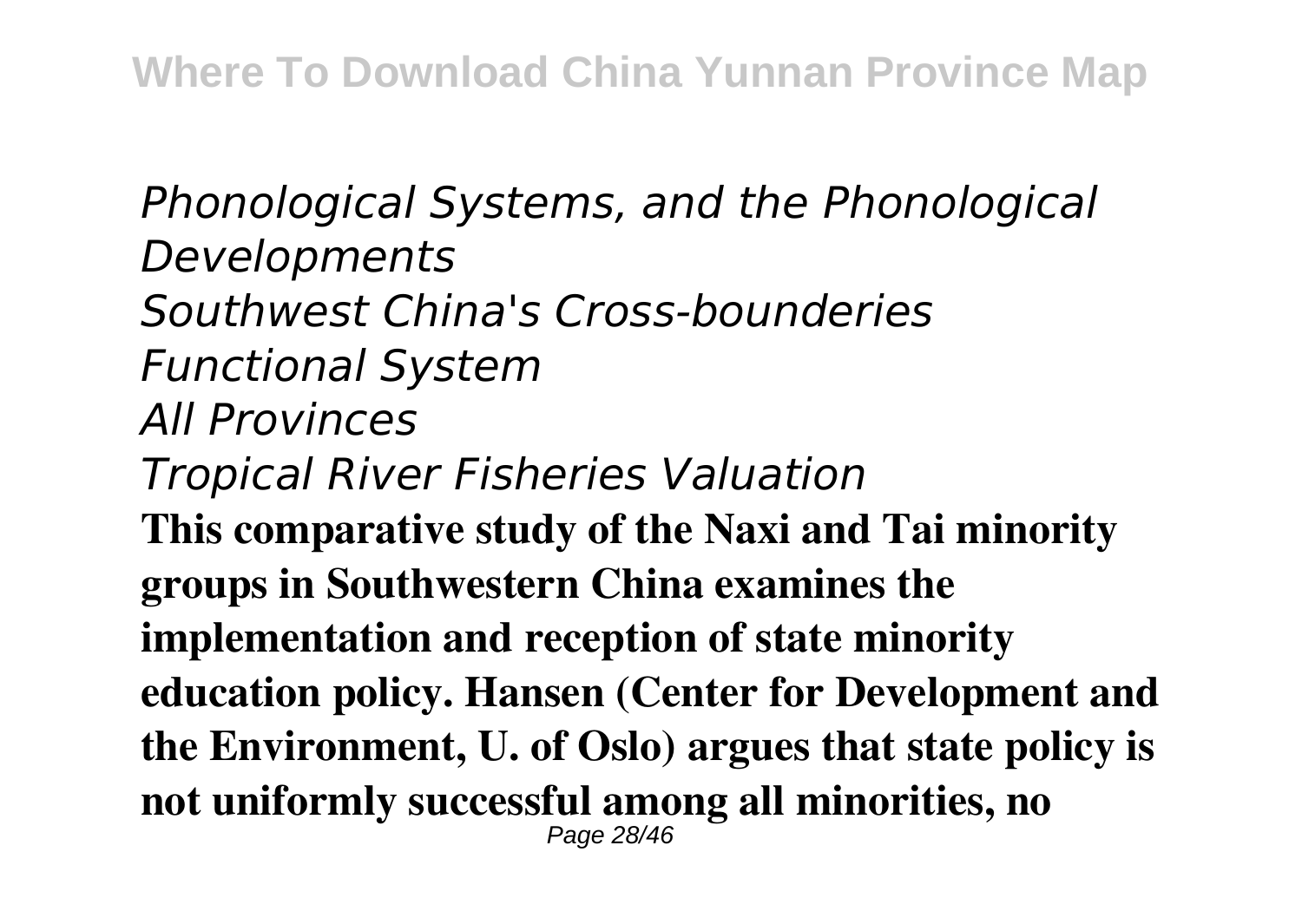*Phonological Systems, and the Phonological Developments*
*Southwest China's Cross-bounderies Functional System*
*All Provinces*
*Tropical River Fisheries Valuation*
**This comparative study of the Naxi and Tai minority groups in Southwestern China examines the implementation and reception of state minority education policy. Hansen (Center for Development and the Environment, U. of Oslo) argues that state policy is not uniformly successful among all minorities, no**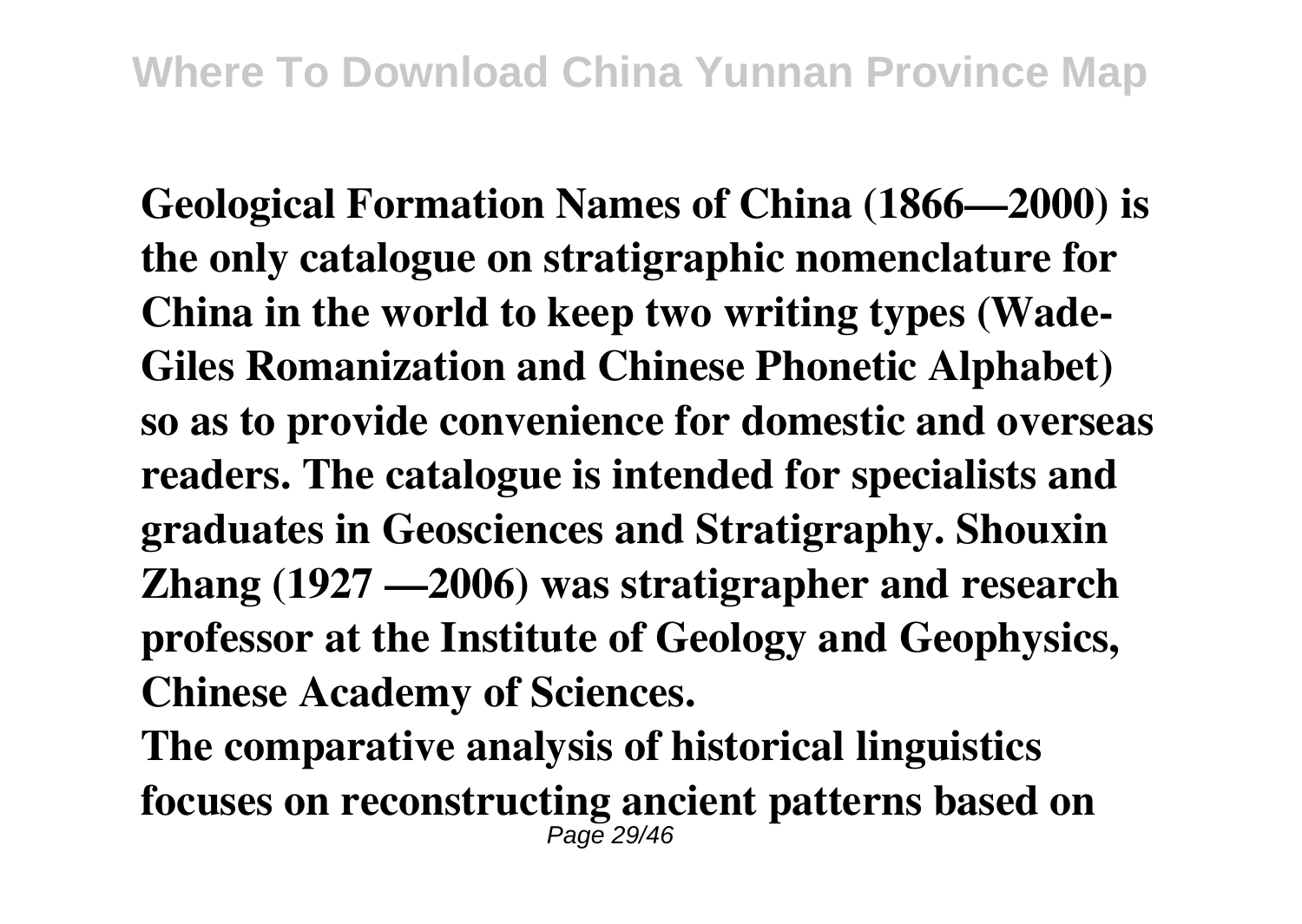**Geological Formation Names of China (1866—2000) is the only catalogue on stratigraphic nomenclature for China in the world to keep two writing types (Wade-Giles Romanization and Chinese Phonetic Alphabet) so as to provide convenience for domestic and overseas readers. The catalogue is intended for specialists and graduates in Geosciences and Stratigraphy. Shouxin Zhang (1927 —2006) was stratigrapher and research professor at the Institute of Geology and Geophysics, Chinese Academy of Sciences.**

**The comparative analysis of historical linguistics focuses on reconstructing ancient patterns based on**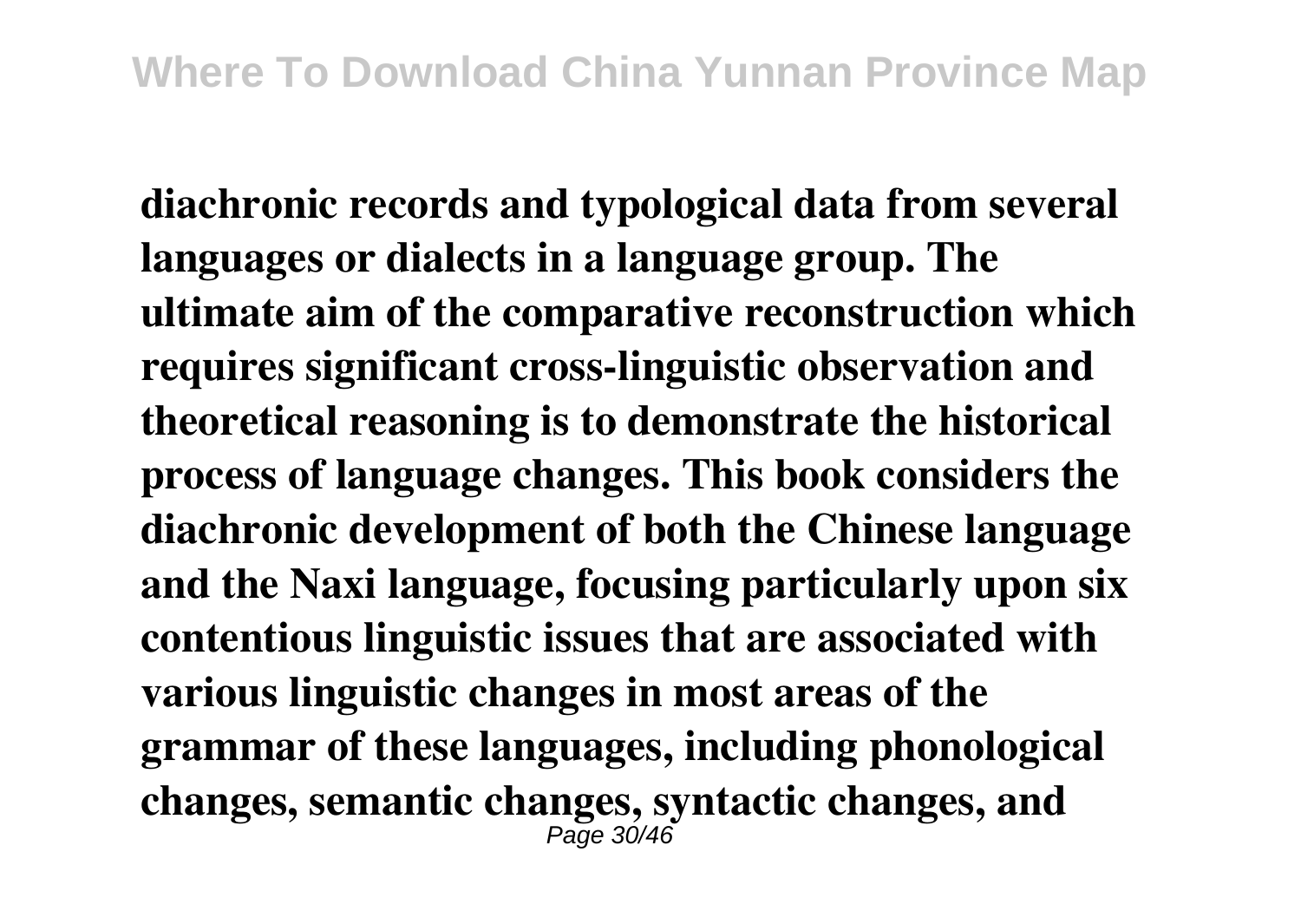**diachronic records and typological data from several languages or dialects in a language group. The ultimate aim of the comparative reconstruction which requires significant cross-linguistic observation and theoretical reasoning is to demonstrate the historical process of language changes. This book considers the diachronic development of both the Chinese language and the Naxi language, focusing particularly upon six contentious linguistic issues that are associated with various linguistic changes in most areas of the grammar of these languages, including phonological changes, semantic changes, syntactic changes, and**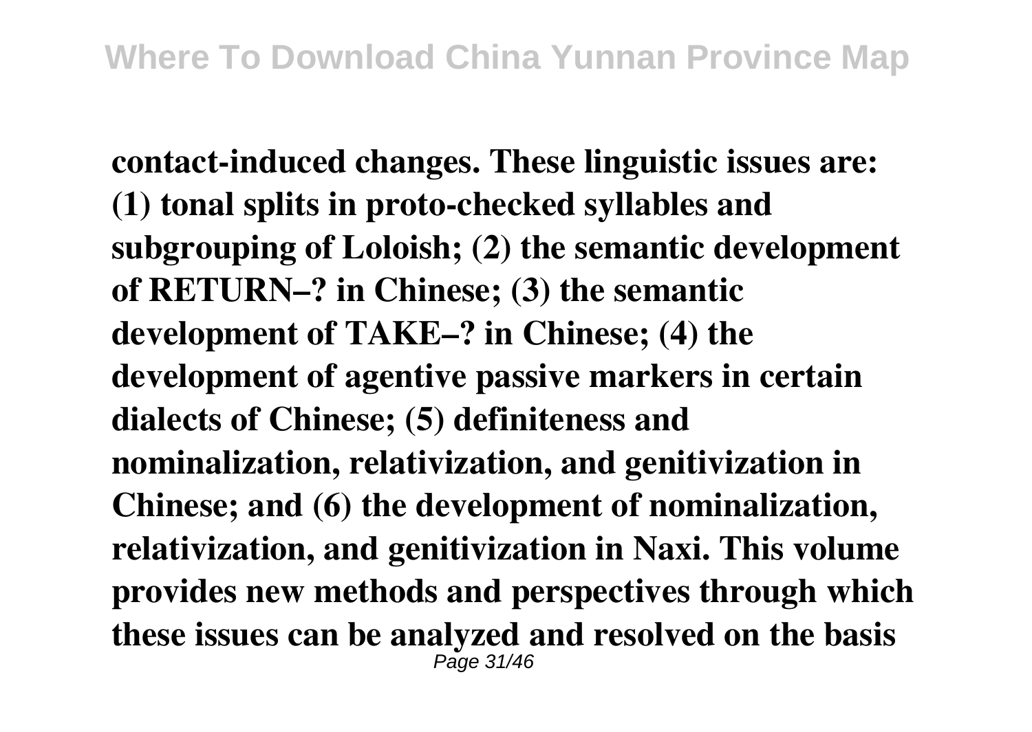**contact-induced changes. These linguistic issues are: (1) tonal splits in proto-checked syllables and subgrouping of Loloish; (2) the semantic development of RETURN–? in Chinese; (3) the semantic development of TAKE–? in Chinese; (4) the development of agentive passive markers in certain dialects of Chinese; (5) definiteness and nominalization, relativization, and genitivization in Chinese; and (6) the development of nominalization, relativization, and genitivization in Naxi. This volume provides new methods and perspectives through which these issues can be analyzed and resolved on the basis**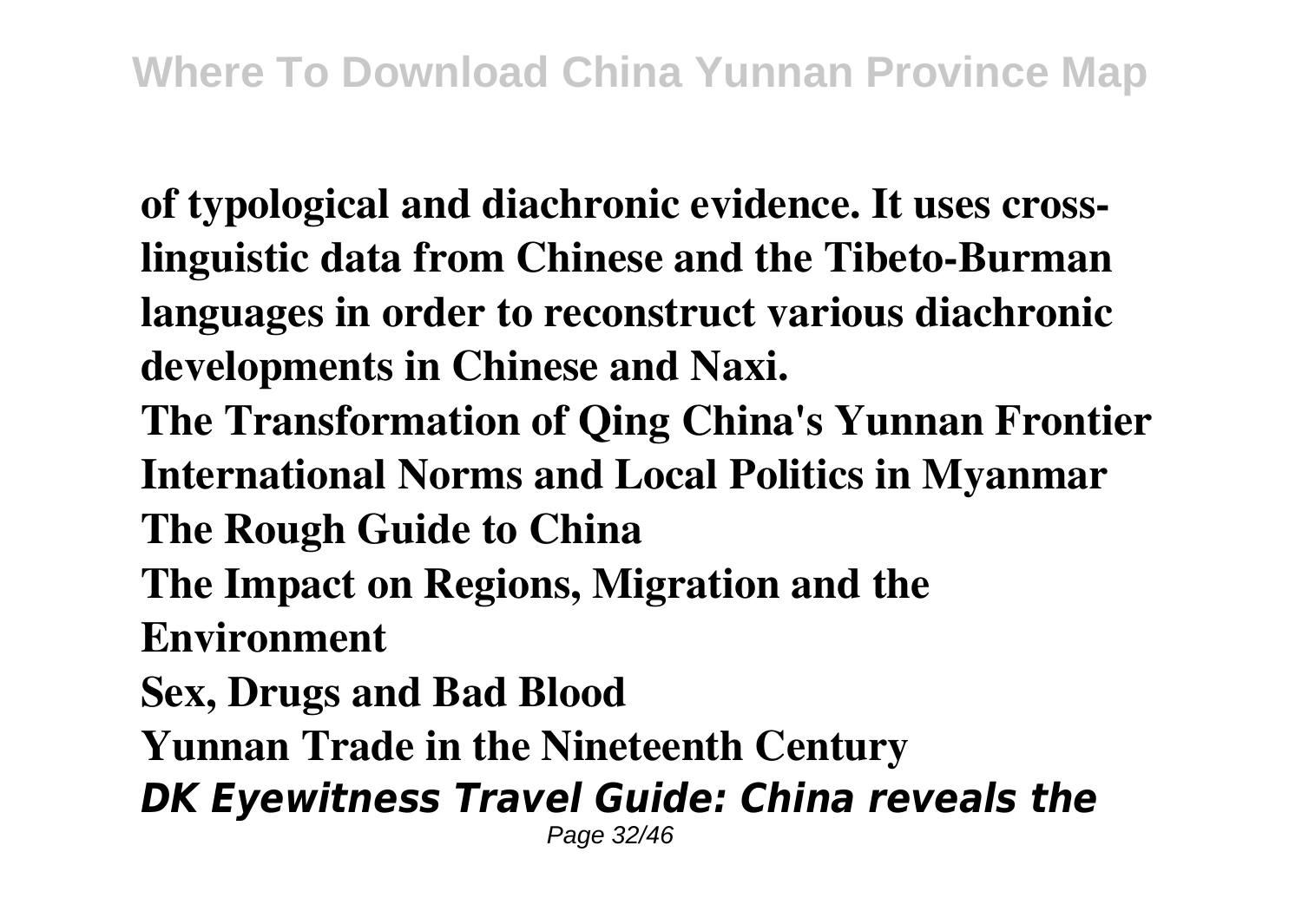**of typological and diachronic evidence. It uses cross-linguistic data from Chinese and the Tibeto-Burman languages in order to reconstruct various diachronic developments in Chinese and Naxi.**

**The Transformation of Qing China's Yunnan Frontier**

**International Norms and Local Politics in Myanmar**

**The Rough Guide to China**

**The Impact on Regions, Migration and the Environment**

**Sex, Drugs and Bad Blood**

**Yunnan Trade in the Nineteenth Century**

***DK Eyewitness Travel Guide: China reveals the***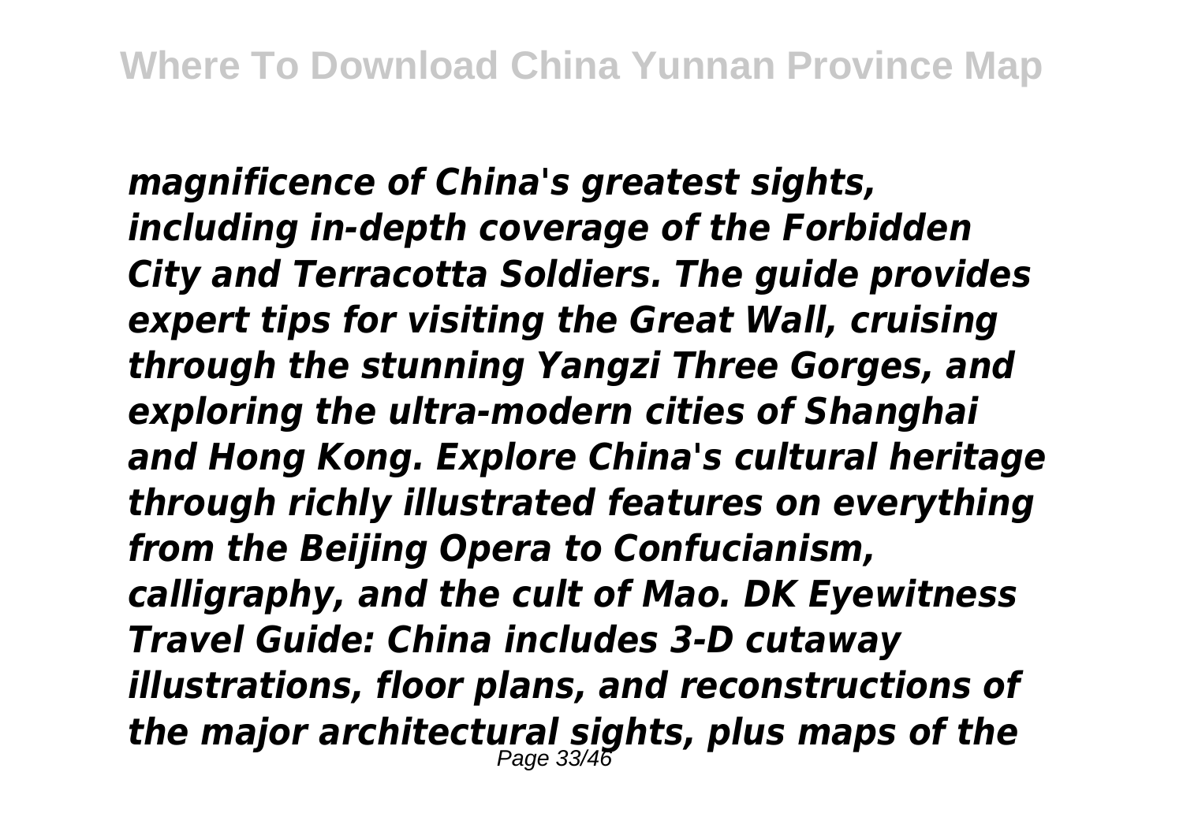*magnificence of China's greatest sights, including in-depth coverage of the Forbidden City and Terracotta Soldiers. The guide provides expert tips for visiting the Great Wall, cruising through the stunning Yangzi Three Gorges, and exploring the ultra-modern cities of Shanghai and Hong Kong. Explore China's cultural heritage through richly illustrated features on everything from the Beijing Opera to Confucianism, calligraphy, and the cult of Mao. DK Eyewitness Travel Guide: China includes 3-D cutaway illustrations, floor plans, and reconstructions of the major architectural sights, plus maps of the*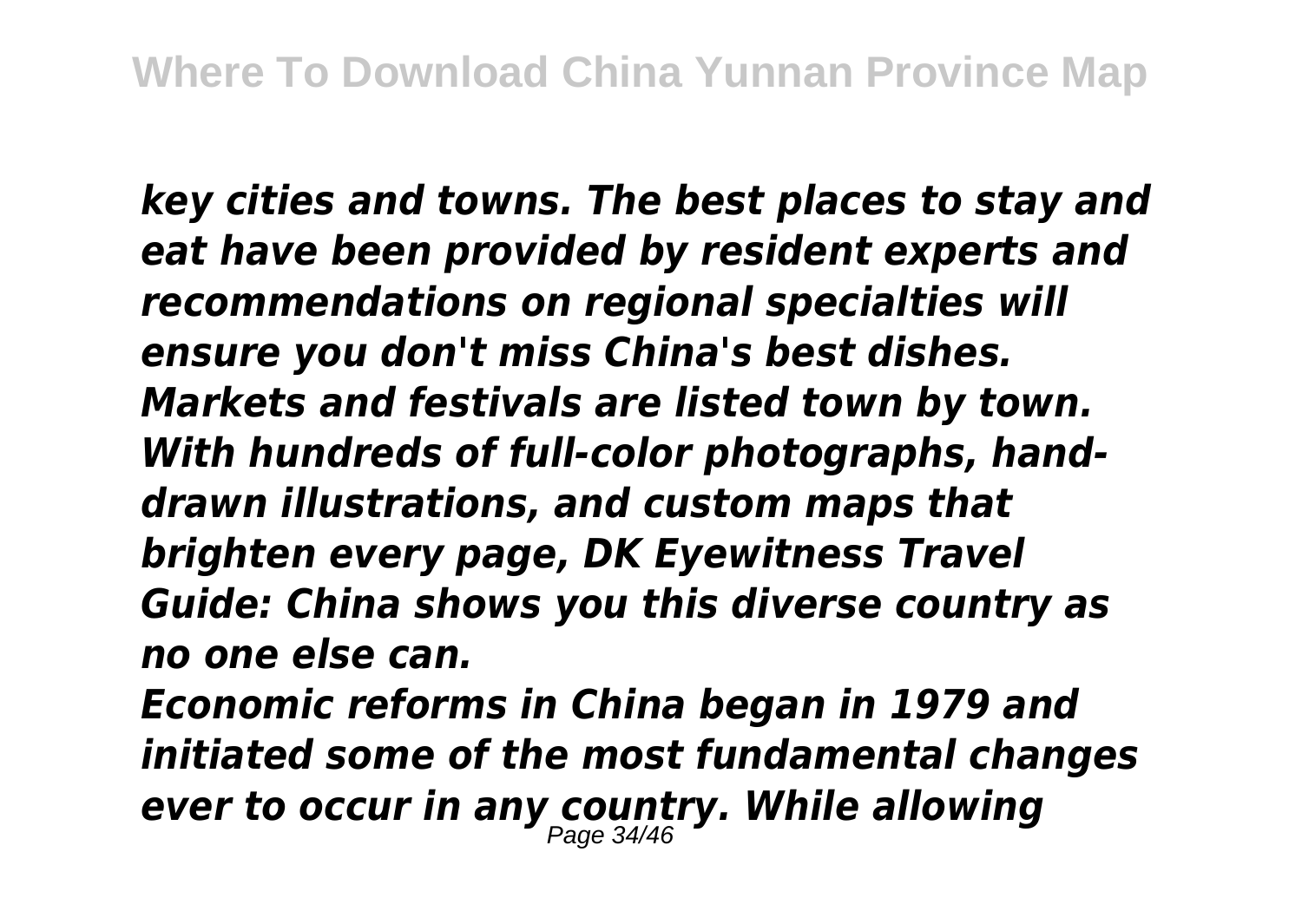*key cities and towns. The best places to stay and eat have been provided by resident experts and recommendations on regional specialties will ensure you don't miss China's best dishes. Markets and festivals are listed town by town. With hundreds of full-color photographs, hand-drawn illustrations, and custom maps that brighten every page, DK Eyewitness Travel Guide: China shows you this diverse country as no one else can.*

*Economic reforms in China began in 1979 and initiated some of the most fundamental changes ever to occur in any country. While allowing*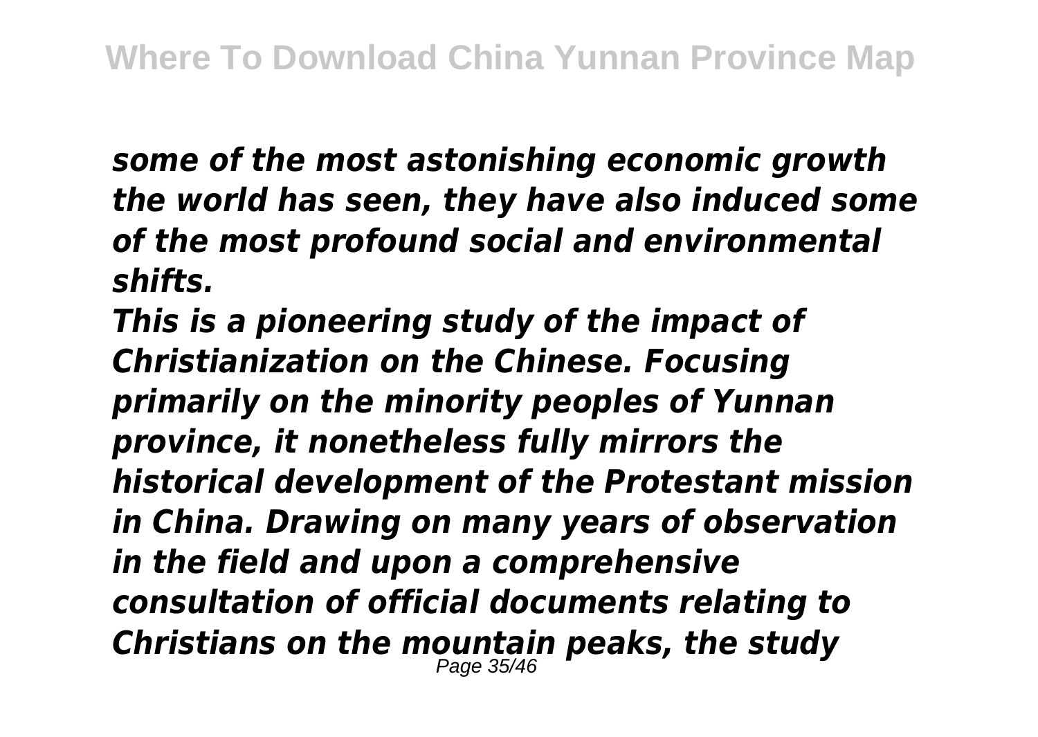*some of the most astonishing economic growth the world has seen, they have also induced some of the most profound social and environmental shifts.*

*This is a pioneering study of the impact of Christianization on the Chinese. Focusing primarily on the minority peoples of Yunnan province, it nonetheless fully mirrors the historical development of the Protestant mission in China. Drawing on many years of observation in the field and upon a comprehensive consultation of official documents relating to Christians on the mountain peaks, the study*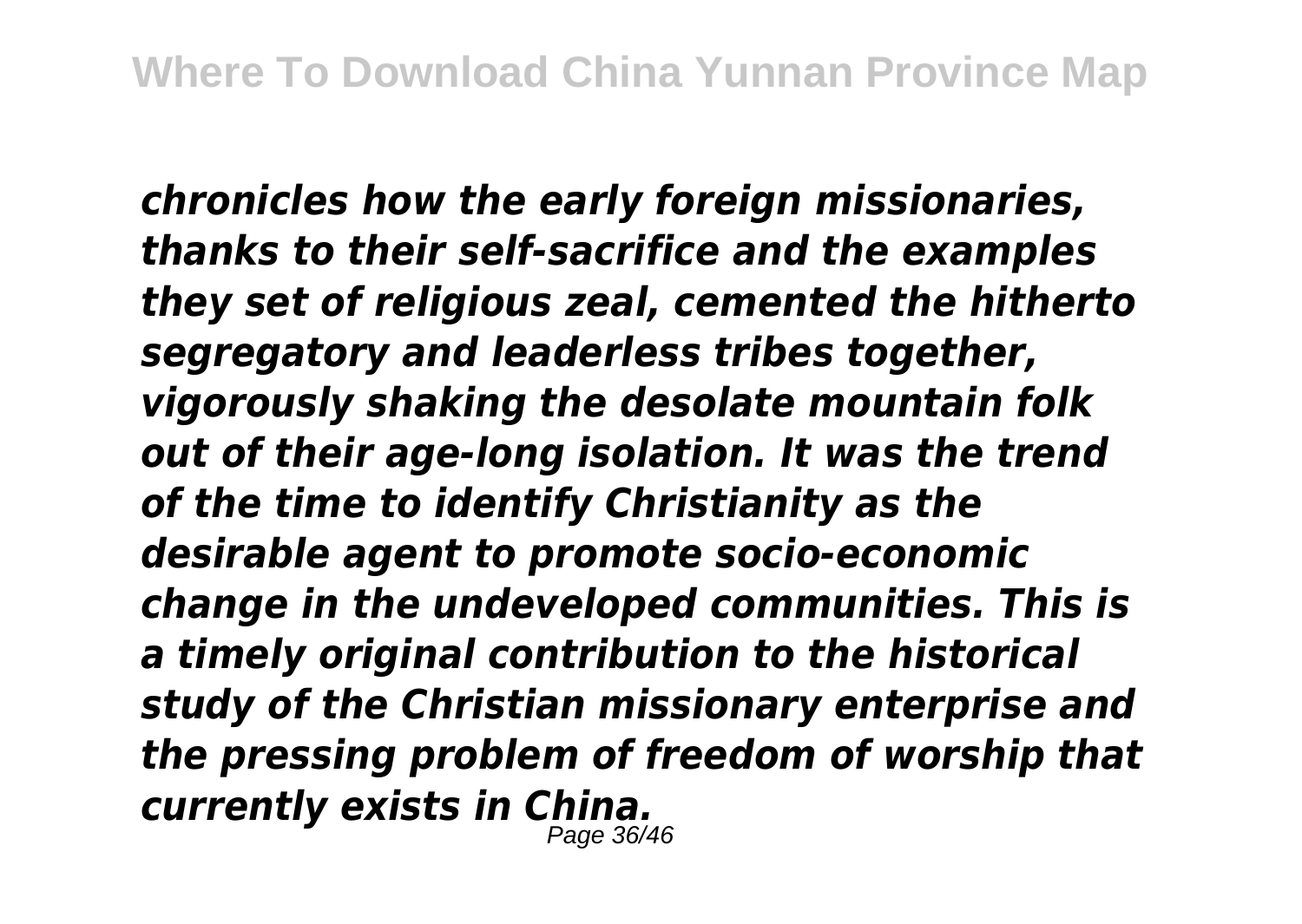***chronicles how the early foreign missionaries, thanks to their self-sacrifice and the examples they set of religious zeal, cemented the hitherto segregatory and leaderless tribes together, vigorously shaking the desolate mountain folk out of their age-long isolation. It was the trend of the time to identify Christianity as the desirable agent to promote socio-economic change in the undeveloped communities. This is a timely original contribution to the historical study of the Christian missionary enterprise and the pressing problem of freedom of worship that currently exists in China.***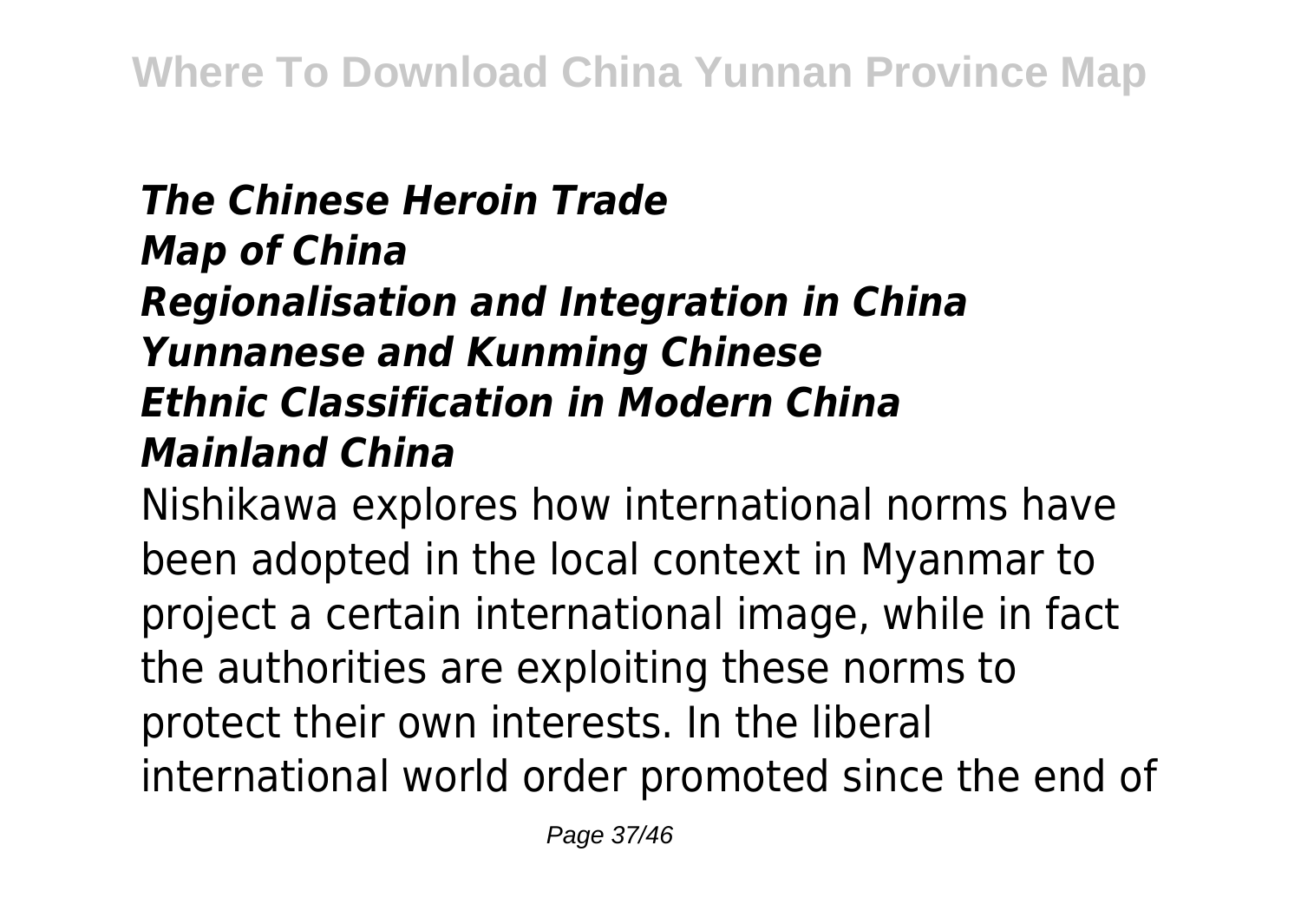***The Chinese Heroin Trade***
***Map of China***
***Regionalisation and Integration in China***
***Yunnanese and Kunming Chinese***
***Ethnic Classification in Modern China***
***Mainland China***

Nishikawa explores how international norms have been adopted in the local context in Myanmar to project a certain international image, while in fact the authorities are exploiting these norms to protect their own interests. In the liberal international world order promoted since the end of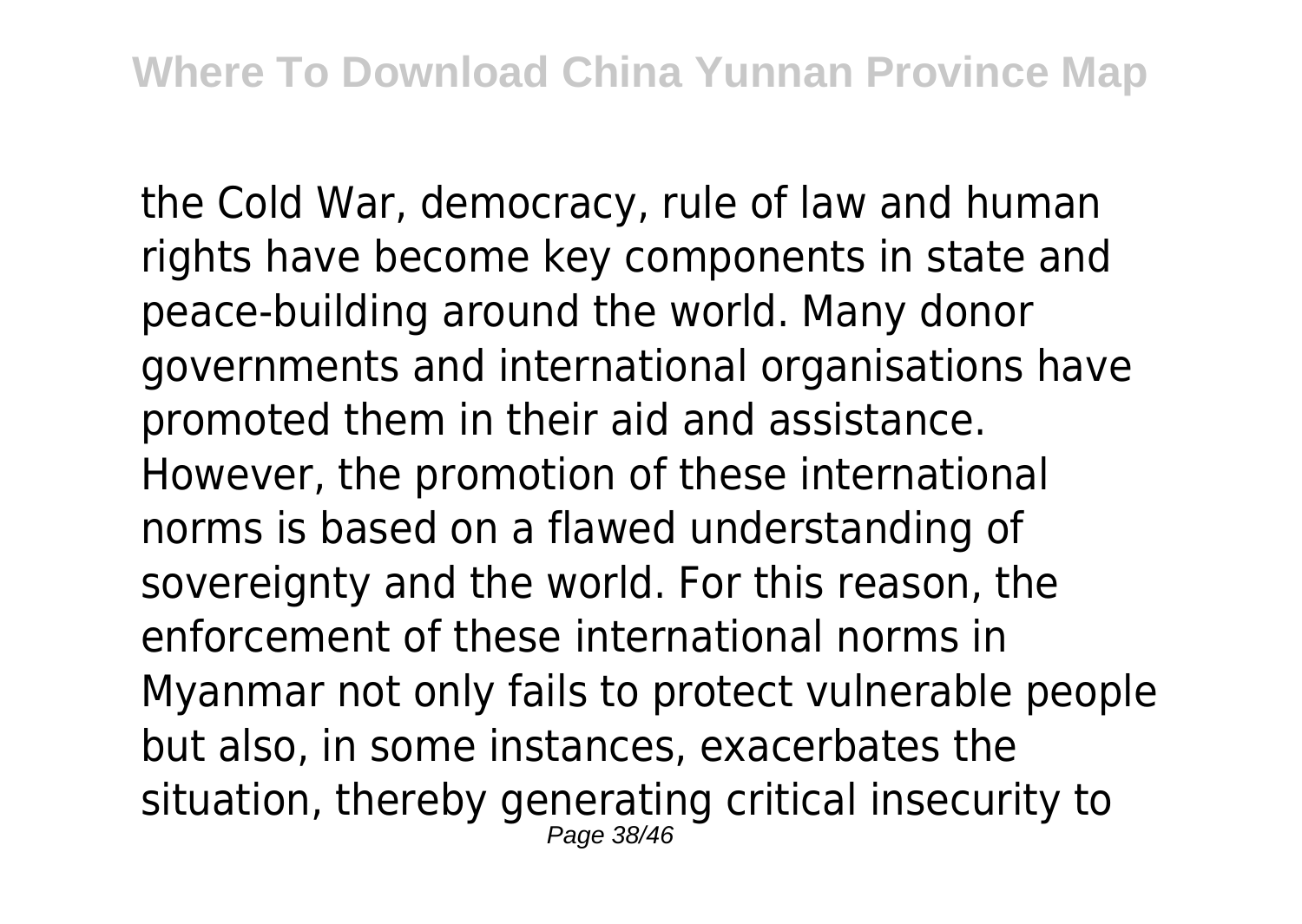the Cold War, democracy, rule of law and human rights have become key components in state and peace-building around the world. Many donor governments and international organisations have promoted them in their aid and assistance. However, the promotion of these international norms is based on a flawed understanding of sovereignty and the world. For this reason, the enforcement of these international norms in Myanmar not only fails to protect vulnerable people but also, in some instances, exacerbates the situation, thereby generating critical insecurity to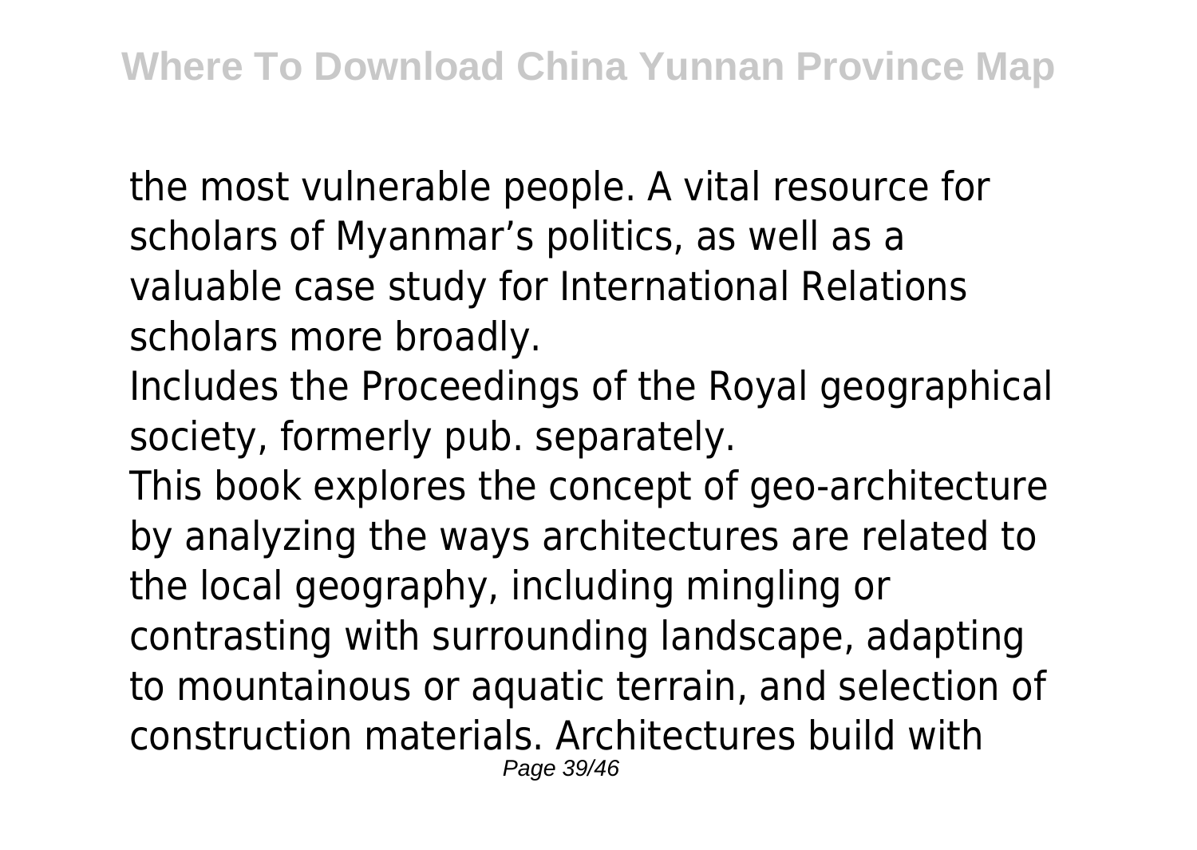the most vulnerable people. A vital resource for scholars of Myanmar’s politics, as well as a valuable case study for International Relations scholars more broadly.

Includes the Proceedings of the Royal geographical society, formerly pub. separately.

This book explores the concept of geo-architecture by analyzing the ways architectures are related to the local geography, including mingling or contrasting with surrounding landscape, adapting to mountainous or aquatic terrain, and selection of construction materials. Architectures build with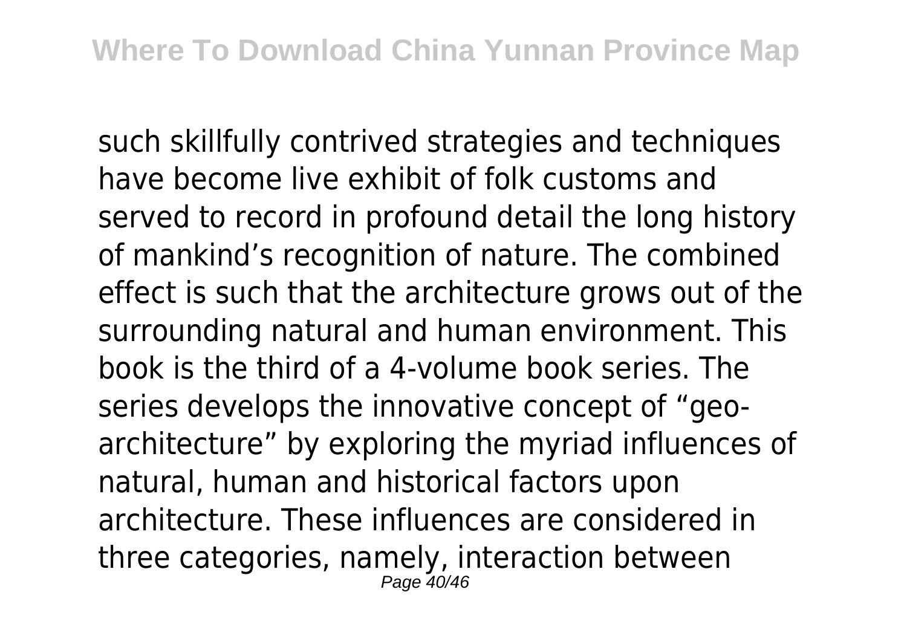such skillfully contrived strategies and techniques have become live exhibit of folk customs and served to record in profound detail the long history of mankind’s recognition of nature. The combined effect is such that the architecture grows out of the surrounding natural and human environment. This book is the third of a 4-volume book series. The series develops the innovative concept of “geo-architecture” by exploring the myriad influences of natural, human and historical factors upon architecture. These influences are considered in three categories, namely, interaction between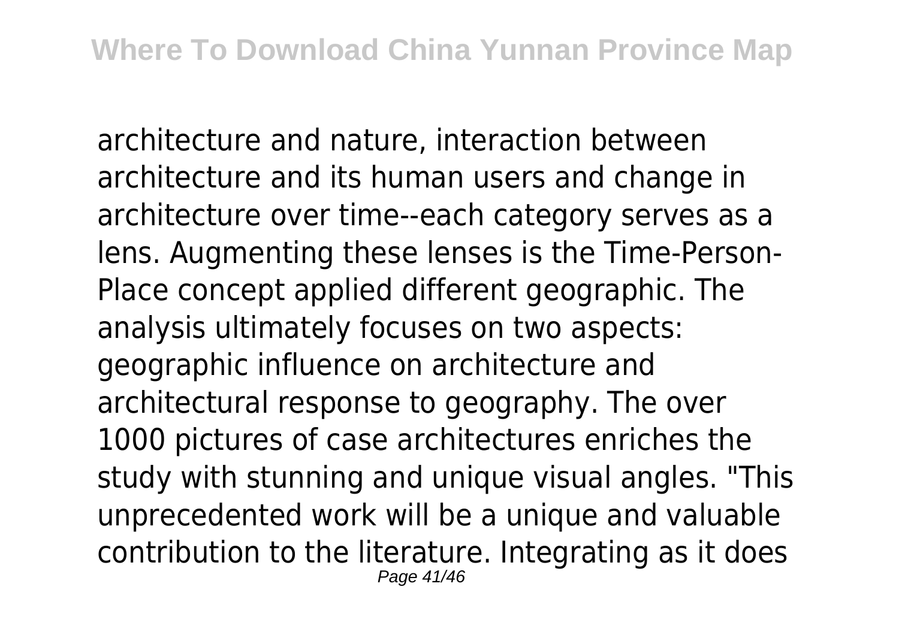architecture and nature, interaction between architecture and its human users and change in architecture over time--each category serves as a lens. Augmenting these lenses is the Time-Person-Place concept applied different geographic. The analysis ultimately focuses on two aspects: geographic influence on architecture and architectural response to geography. The over 1000 pictures of case architectures enriches the study with stunning and unique visual angles. "This unprecedented work will be a unique and valuable contribution to the literature. Integrating as it does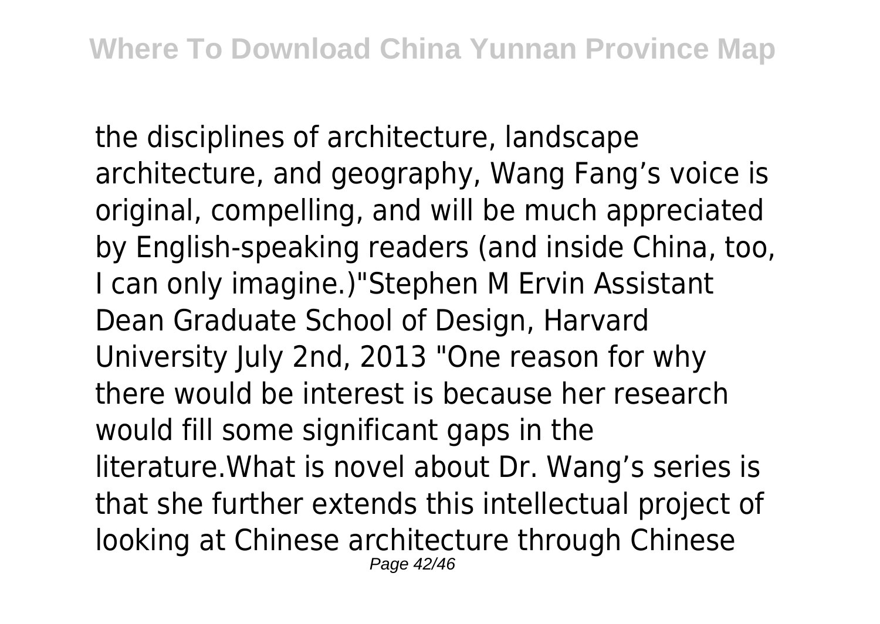the disciplines of architecture, landscape architecture, and geography, Wang Fang's voice is original, compelling, and will be much appreciated by English-speaking readers (and inside China, too, I can only imagine.)"Stephen M Ervin Assistant Dean Graduate School of Design, Harvard University July 2nd, 2013 "One reason for why there would be interest is because her research would fill some significant gaps in the literature.What is novel about Dr. Wang's series is that she further extends this intellectual project of looking at Chinese architecture through Chinese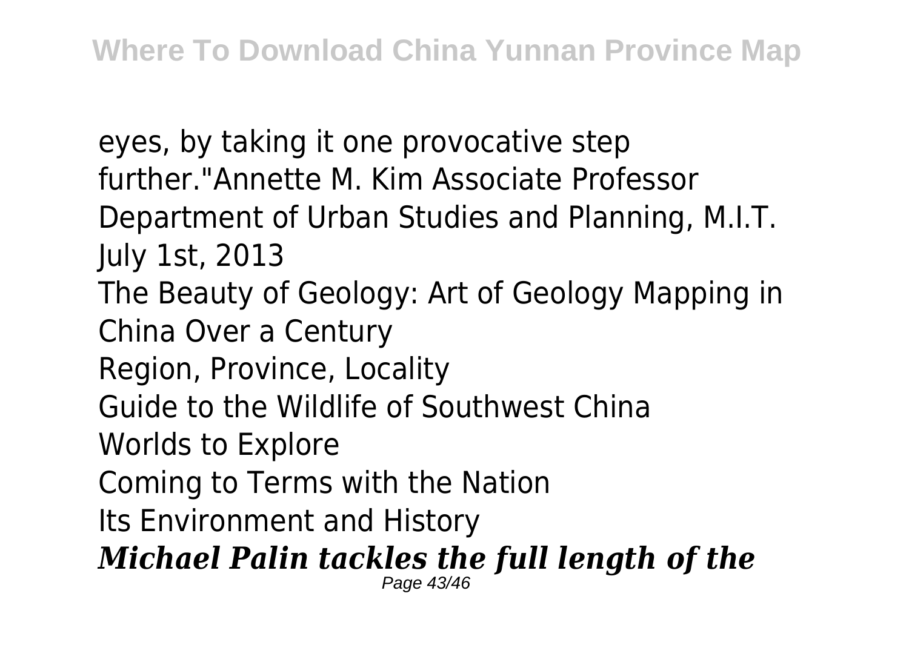eyes, by taking it one provocative step further."Annette M. Kim Associate Professor Department of Urban Studies and Planning, M.I.T. July 1st, 2013

The Beauty of Geology: Art of Geology Mapping in China Over a Century

Region, Province, Locality

Guide to the Wildlife of Southwest China

Worlds to Explore

Coming to Terms with the Nation

Its Environment and History

***Michael Palin tackles the full length of the***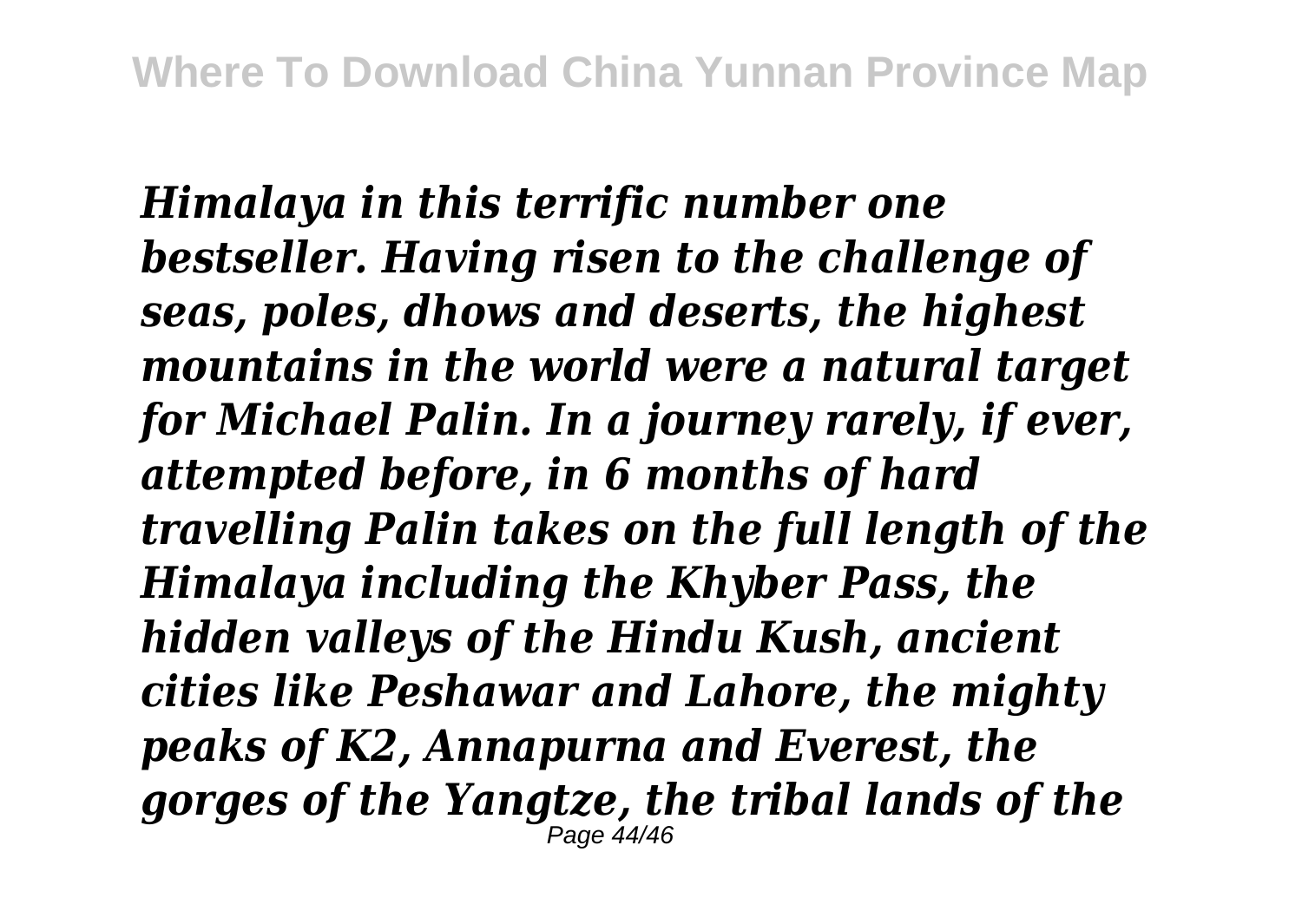*Himalaya in this terrific number one bestseller. Having risen to the challenge of seas, poles, dhows and deserts, the highest mountains in the world were a natural target for Michael Palin. In a journey rarely, if ever, attempted before, in 6 months of hard travelling Palin takes on the full length of the Himalaya including the Khyber Pass, the hidden valleys of the Hindu Kush, ancient cities like Peshawar and Lahore, the mighty peaks of K2, Annapurna and Everest, the gorges of the Yangtze, the tribal lands of the*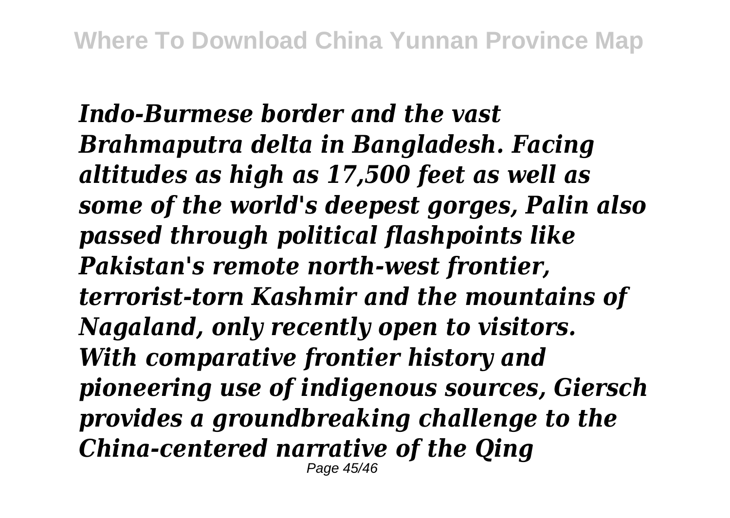*Indo-Burmese border and the vast Brahmaputra delta in Bangladesh. Facing altitudes as high as 17,500 feet as well as some of the world's deepest gorges, Palin also passed through political flashpoints like Pakistan's remote north-west frontier, terrorist-torn Kashmir and the mountains of Nagaland, only recently open to visitors. With comparative frontier history and pioneering use of indigenous sources, Giersch provides a groundbreaking challenge to the China-centered narrative of the Qing*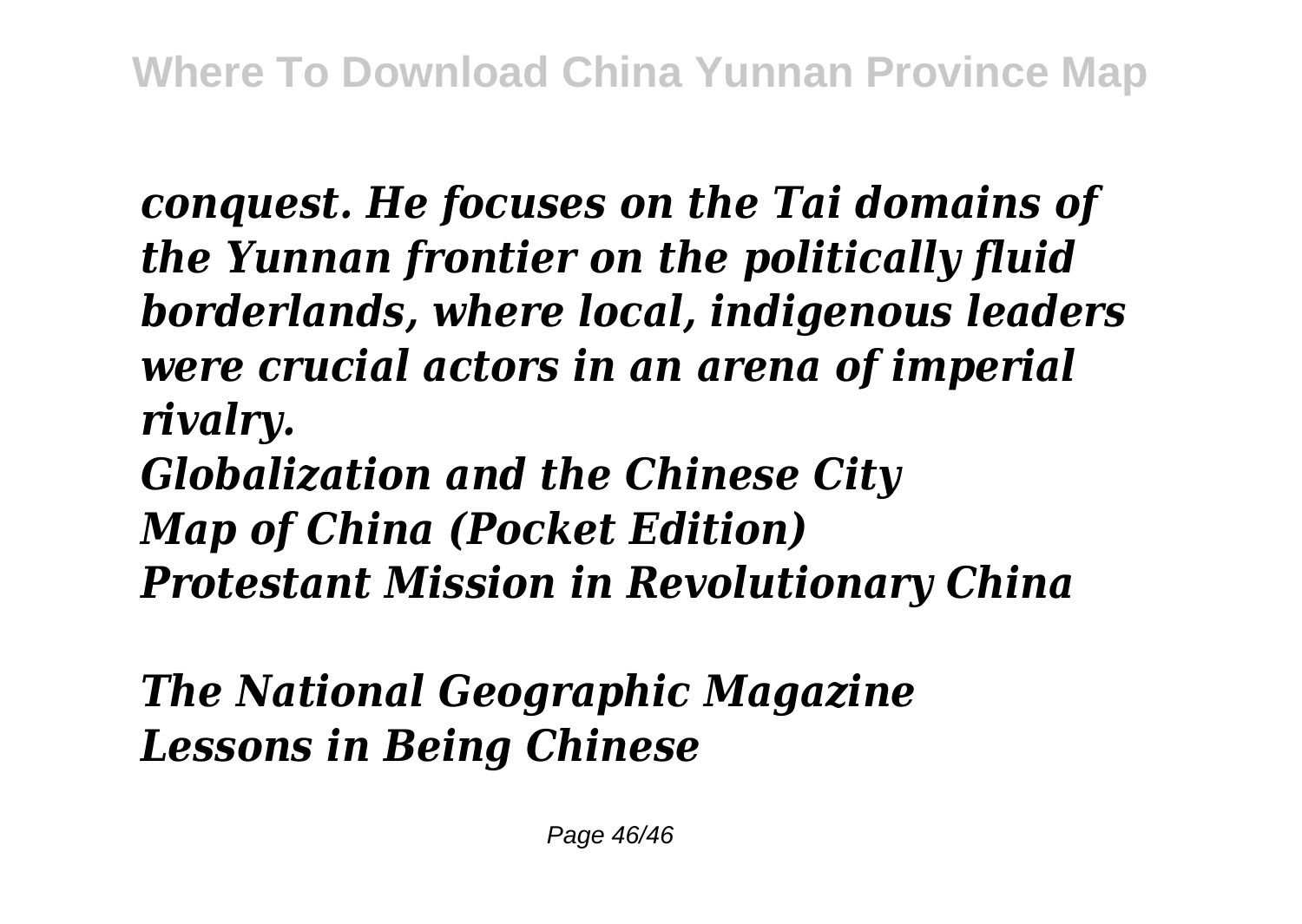***conquest. He focuses on the Tai domains of the Yunnan frontier on the politically fluid borderlands, where local, indigenous leaders were crucial actors in an arena of imperial rivalry.***

***Globalization and the Chinese City***
***Map of China (Pocket Edition)***
***Protestant Mission in Revolutionary China***

***The National Geographic Magazine***
***Lessons in Being Chinese***